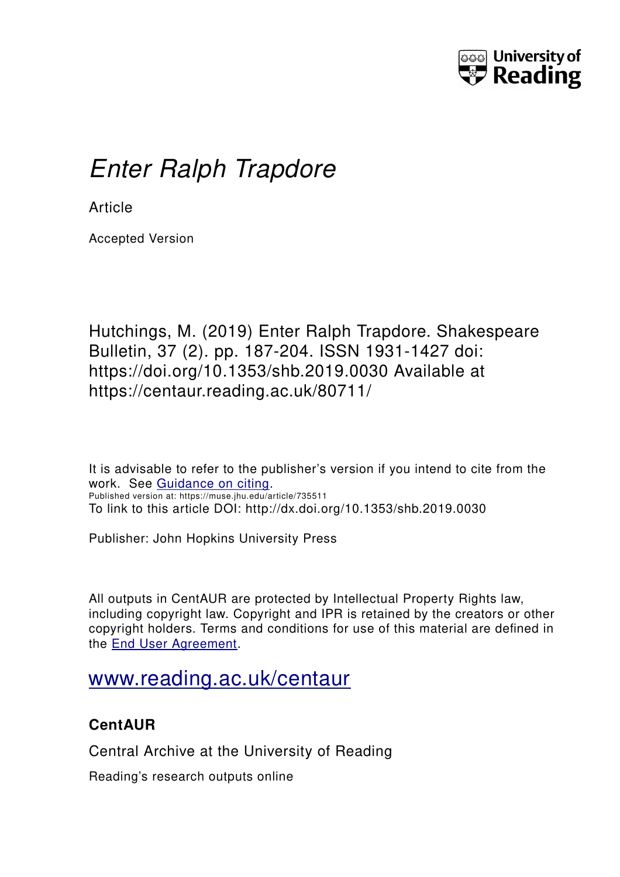University of Reading

# *Enter Ralph Trapdore*

Article

Accepted Version

Hutchings, M. (2019) Enter Ralph Trapdore. Shakespeare Bulletin, 37 (2). pp. 187-204. ISSN 1931-1427 doi: https://doi.org/10.1353/shb.2019.0030 Available at https://centaur.reading.ac.uk/80711/

It is advisable to refer to the publisher's version if you intend to cite from the work. See [Guidance on citing](http://centaur.reading.ac.uk/71187/10/CentAUR%20citing%20guide.pdf).

Published version at: https://muse.jhu.edu/article/735511

To link to this article DOI: http://dx.doi.org/10.1353/shb.2019.0030

Publisher: John Hopkins University Press

All outputs in CentAUR are protected by Intellectual Property Rights law, including copyright law. Copyright and IPR is retained by the creators or other copyright holders. Terms and conditions for use of this material are defined in the [End User Agreement](http://centaur.reading.ac.uk/licence).

[www.reading.ac.uk/centaur](http://www.reading.ac.uk/centaur)

**CentAUR**

Central Archive at the University of Reading

Reading's research outputs online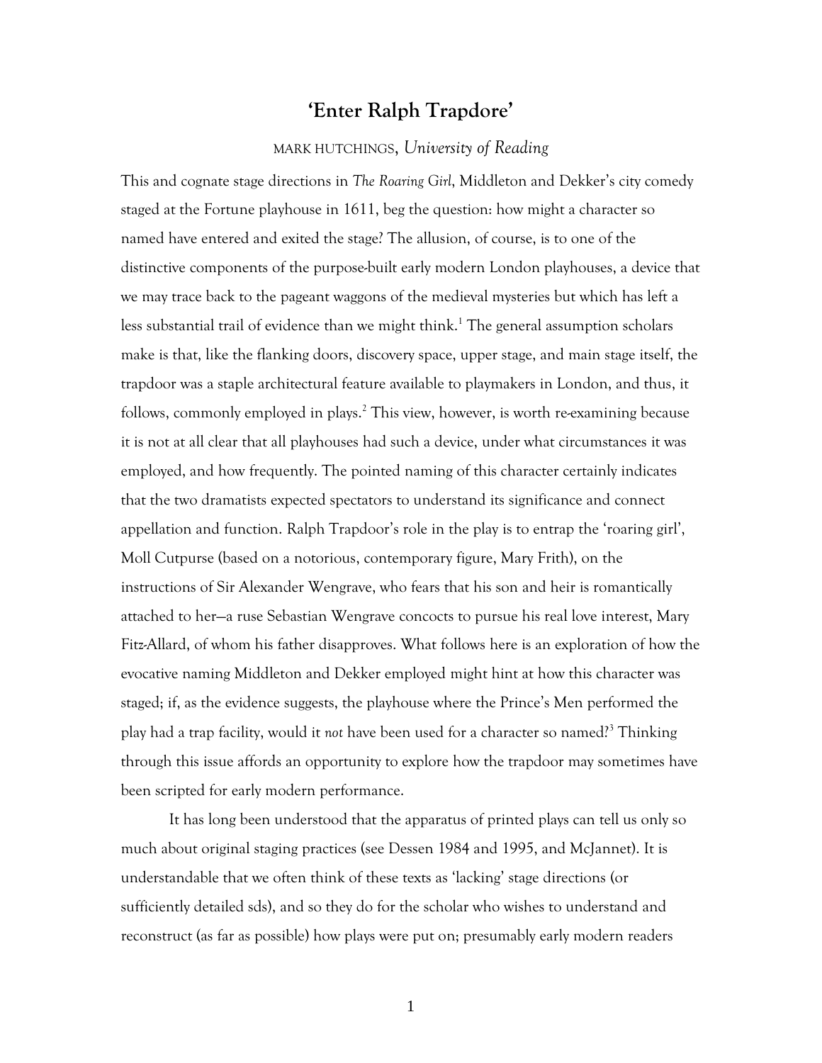# 'Enter Ralph Trapdore'

MARK HUTCHINGS, *University of Reading*

This and cognate stage directions in *The Roaring Girl*, Middleton and Dekker's city comedy staged at the Fortune playhouse in 1611, beg the question: how might a character so named have entered and exited the stage? The allusion, of course, is to one of the distinctive components of the purpose-built early modern London playhouses, a device that we may trace back to the pageant waggons of the medieval mysteries but which has left a less substantial trail of evidence than we might think.[1] The general assumption scholars make is that, like the flanking doors, discovery space, upper stage, and main stage itself, the trapdoor was a staple architectural feature available to playmakers in London, and thus, it follows, commonly employed in plays.[2] This view, however, is worth re-examining because it is not at all clear that all playhouses had such a device, under what circumstances it was employed, and how frequently. The pointed naming of this character certainly indicates that the two dramatists expected spectators to understand its significance and connect appellation and function. Ralph Trapdoor's role in the play is to entrap the 'roaring girl', Moll Cutpurse (based on a notorious, contemporary figure, Mary Frith), on the instructions of Sir Alexander Wengrave, who fears that his son and heir is romantically attached to her—a ruse Sebastian Wengrave concocts to pursue his real love interest, Mary Fitz-Allard, of whom his father disapproves. What follows here is an exploration of how the evocative naming Middleton and Dekker employed might hint at how this character was staged; if, as the evidence suggests, the playhouse where the Prince's Men performed the play had a trap facility, would it *not* have been used for a character so named?[3] Thinking through this issue affords an opportunity to explore how the trapdoor may sometimes have been scripted for early modern performance.

It has long been understood that the apparatus of printed plays can tell us only so much about original staging practices (see Dessen 1984 and 1995, and McJannet). It is understandable that we often think of these texts as 'lacking' stage directions (or sufficiently detailed sds), and so they do for the scholar who wishes to understand and reconstruct (as far as possible) how plays were put on; presumably early modern readers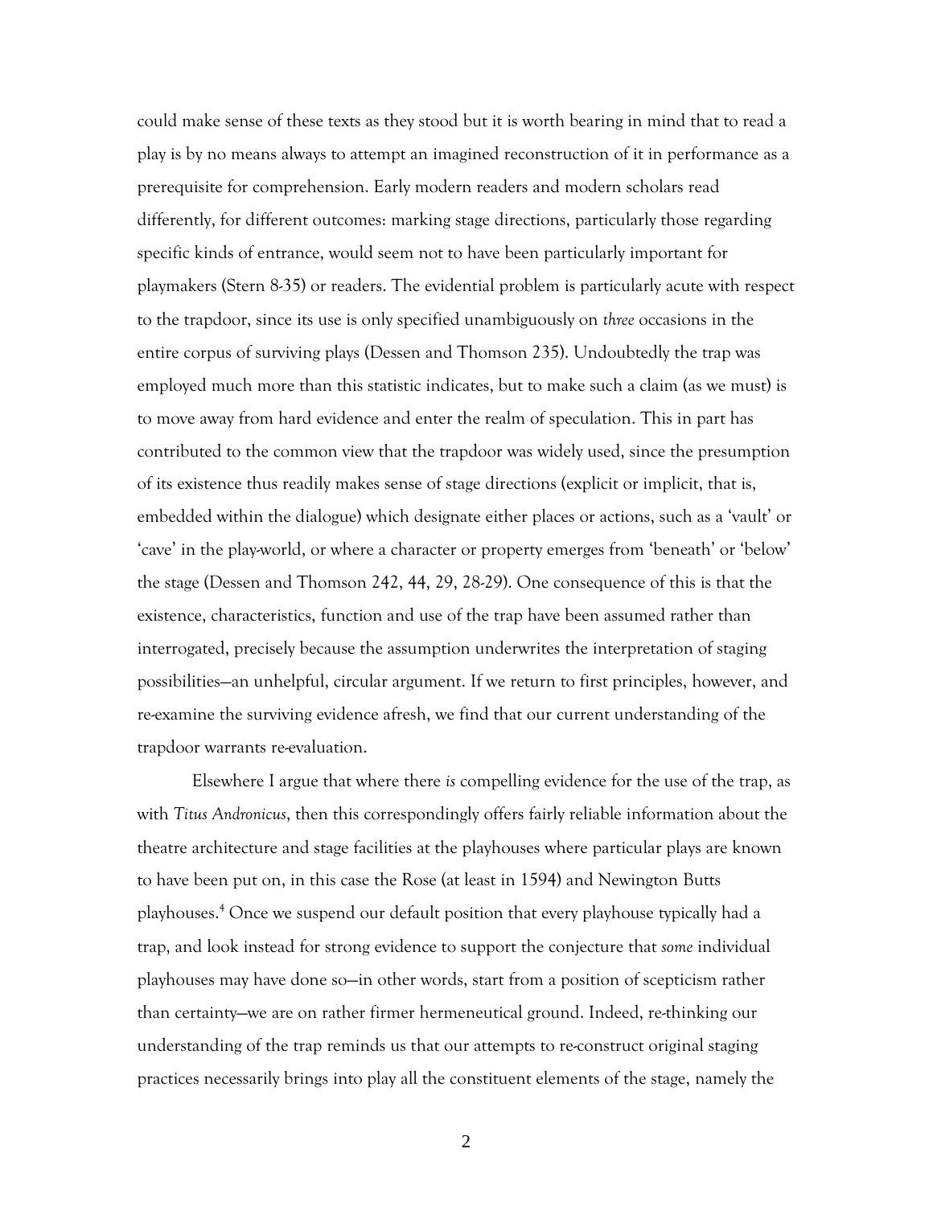could make sense of these texts as they stood but it is worth bearing in mind that to read a play is by no means always to attempt an imagined reconstruction of it in performance as a prerequisite for comprehension. Early modern readers and modern scholars read differently, for different outcomes: marking stage directions, particularly those regarding specific kinds of entrance, would seem not to have been particularly important for playmakers (Stern 8-35) or readers. The evidential problem is particularly acute with respect to the trapdoor, since its use is only specified unambiguously on *three* occasions in the entire corpus of surviving plays (Dessen and Thomson 235). Undoubtedly the trap was employed much more than this statistic indicates, but to make such a claim (as we must) is to move away from hard evidence and enter the realm of speculation. This in part has contributed to the common view that the trapdoor was widely used, since the presumption of its existence thus readily makes sense of stage directions (explicit or implicit, that is, embedded within the dialogue) which designate either places or actions, such as a 'vault' or 'cave' in the play-world, or where a character or property emerges from 'beneath' or 'below' the stage (Dessen and Thomson 242, 44, 29, 28-29). One consequence of this is that the existence, characteristics, function and use of the trap have been assumed rather than interrogated, precisely because the assumption underwrites the interpretation of staging possibilities—an unhelpful, circular argument. If we return to first principles, however, and re-examine the surviving evidence afresh, we find that our current understanding of the trapdoor warrants re-evaluation.

Elsewhere I argue that where there *is* compelling evidence for the use of the trap, as with *Titus Andronicus*, then this correspondingly offers fairly reliable information about the theatre architecture and stage facilities at the playhouses where particular plays are known to have been put on, in this case the Rose (at least in 1594) and Newington Butts playhouses.[4] Once we suspend our default position that every playhouse typically had a trap, and look instead for strong evidence to support the conjecture that *some* individual playhouses may have done so—in other words, start from a position of scepticism rather than certainty—we are on rather firmer hermeneutical ground. Indeed, re-thinking our understanding of the trap reminds us that our attempts to re-construct original staging practices necessarily brings into play all the constituent elements of the stage, namely the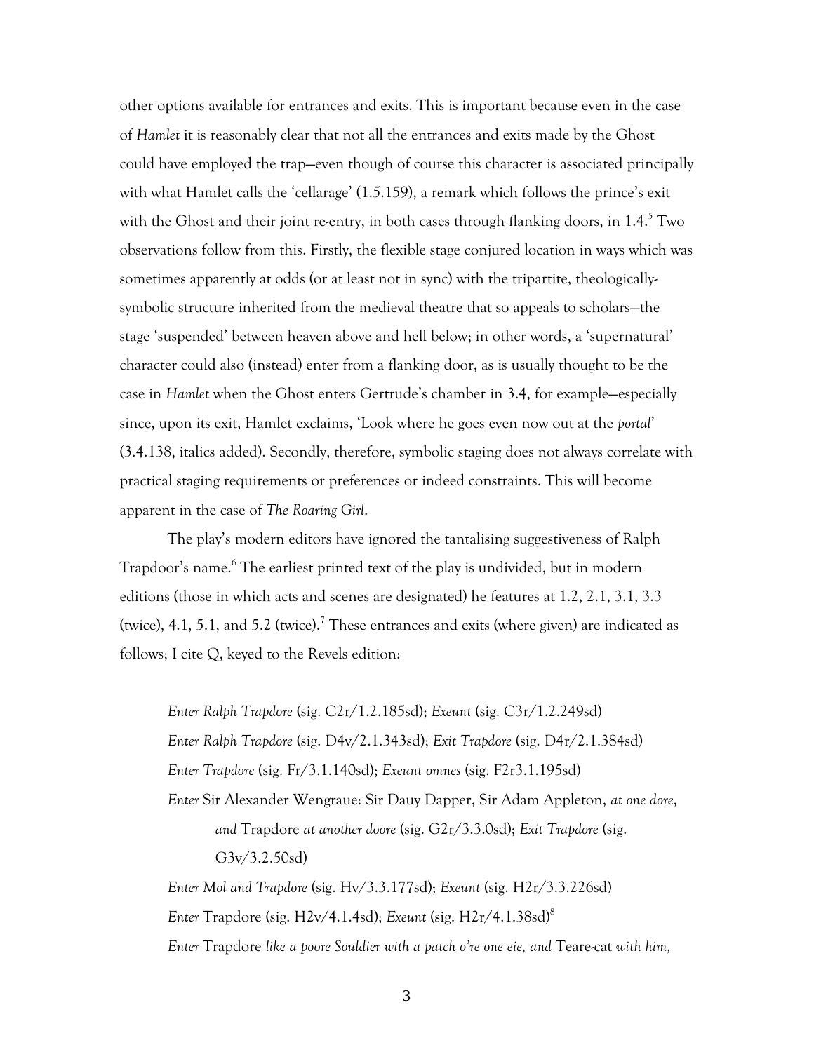other options available for entrances and exits. This is important because even in the case of *Hamlet* it is reasonably clear that not all the entrances and exits made by the Ghost could have employed the trap—even though of course this character is associated principally with what Hamlet calls the 'cellarage' (1.5.159), a remark which follows the prince's exit with the Ghost and their joint re-entry, in both cases through flanking doors, in 1.4.[5] Two observations follow from this. Firstly, the flexible stage conjured location in ways which was sometimes apparently at odds (or at least not in sync) with the tripartite, theologically-symbolic structure inherited from the medieval theatre that so appeals to scholars—the stage 'suspended' between heaven above and hell below; in other words, a 'supernatural' character could also (instead) enter from a flanking door, as is usually thought to be the case in *Hamlet* when the Ghost enters Gertrude's chamber in 3.4, for example—especially since, upon its exit, Hamlet exclaims, 'Look where he goes even now out at the *portal*' (3.4.138, italics added). Secondly, therefore, symbolic staging does not always correlate with practical staging requirements or preferences or indeed constraints. This will become apparent in the case of *The Roaring Girl*.

The play's modern editors have ignored the tantalising suggestiveness of Ralph Trapdoor's name.[6] The earliest printed text of the play is undivided, but in modern editions (those in which acts and scenes are designated) he features at 1.2, 2.1, 3.1, 3.3 (twice), 4.1, 5.1, and 5.2 (twice).[7] These entrances and exits (where given) are indicated as follows; I cite Q, keyed to the Revels edition:

> *Enter Ralph Trapdore* (sig. C2r/1.2.185sd); *Exeunt* (sig. C3r/1.2.249sd)
>
> *Enter Ralph Trapdore* (sig. D4v/2.1.343sd); *Exit Trapdore* (sig. D4r/2.1.384sd)
>
> *Enter Trapdore* (sig. Fr/3.1.140sd); *Exeunt omnes* (sig. F2r3.1.195sd)
>
> *Enter* Sir Alexander Wengraue: Sir Dauy Dapper, Sir Adam Appleton, *at one dore*, *and* Trapdore *at another doore* (sig. G2r/3.3.0sd); *Exit Trapdore* (sig. G3v/3.2.50sd)
>
> *Enter Mol and Trapdore* (sig. Hv/3.3.177sd); *Exeunt* (sig. H2r/3.3.226sd)
>
> *Enter* Trapdore (sig. H2v/4.1.4sd); *Exeunt* (sig. H2r/4.1.38sd)[8]
>
> *Enter* Trapdore *like a poore Souldier with a patch o're one eie, and* Teare-cat *with him,*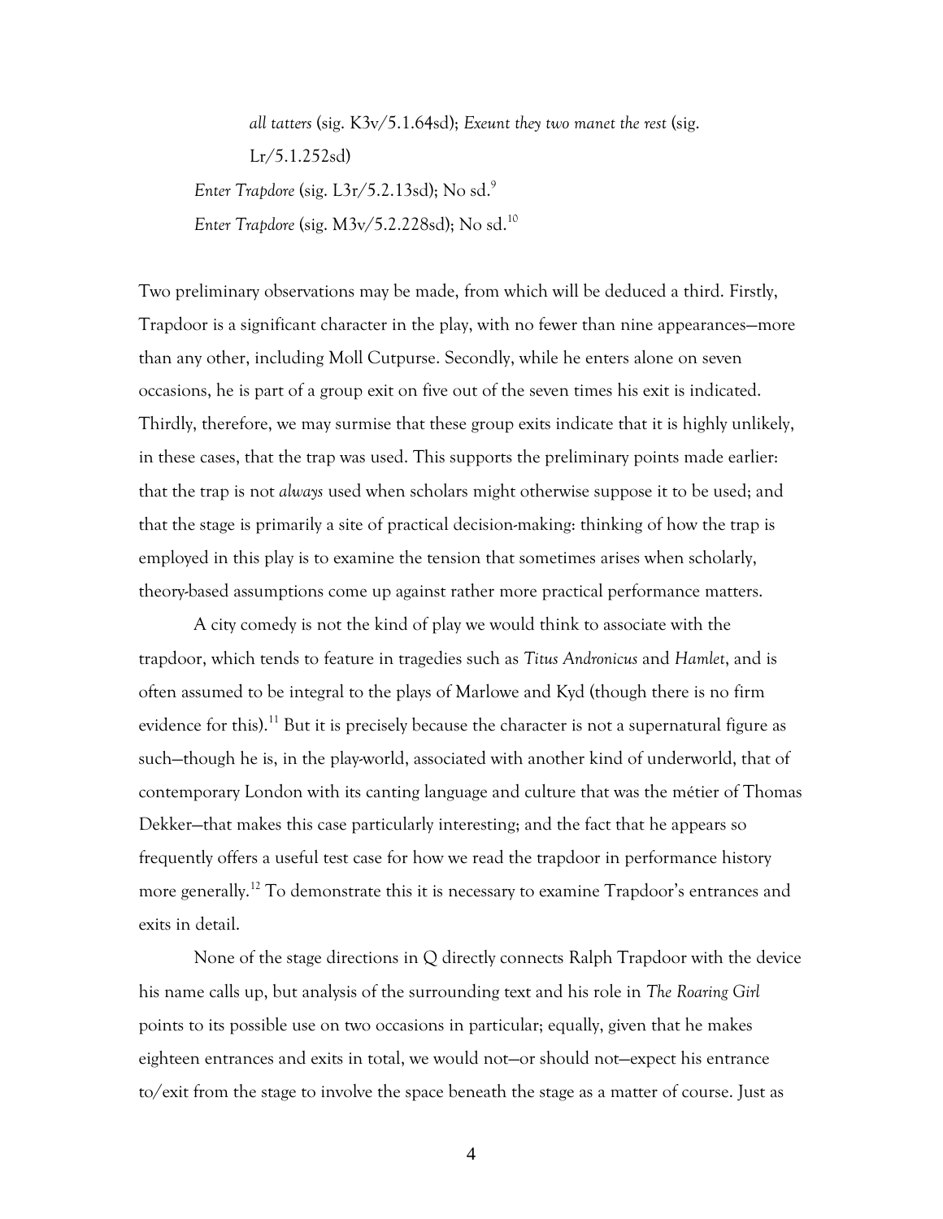*all tatters* (sig. K3v/5.1.64sd); *Exeunt they two manet the rest* (sig. Lr/5.1.252sd)

*Enter Trapdore* (sig. L3r/5.2.13sd); No sd.[9]

*Enter Trapdore* (sig. M3v/5.2.228sd); No sd.[10]

Two preliminary observations may be made, from which will be deduced a third. Firstly, Trapdoor is a significant character in the play, with no fewer than nine appearances—more than any other, including Moll Cutpurse. Secondly, while he enters alone on seven occasions, he is part of a group exit on five out of the seven times his exit is indicated. Thirdly, therefore, we may surmise that these group exits indicate that it is highly unlikely, in these cases, that the trap was used. This supports the preliminary points made earlier: that the trap is not *always* used when scholars might otherwise suppose it to be used; and that the stage is primarily a site of practical decision-making: thinking of how the trap is employed in this play is to examine the tension that sometimes arises when scholarly, theory-based assumptions come up against rather more practical performance matters.

A city comedy is not the kind of play we would think to associate with the trapdoor, which tends to feature in tragedies such as *Titus Andronicus* and *Hamlet*, and is often assumed to be integral to the plays of Marlowe and Kyd (though there is no firm evidence for this).[11] But it is precisely because the character is not a supernatural figure as such—though he is, in the play-world, associated with another kind of underworld, that of contemporary London with its canting language and culture that was the métier of Thomas Dekker—that makes this case particularly interesting; and the fact that he appears so frequently offers a useful test case for how we read the trapdoor in performance history more generally.[12] To demonstrate this it is necessary to examine Trapdoor's entrances and exits in detail.

None of the stage directions in Q directly connects Ralph Trapdoor with the device his name calls up, but analysis of the surrounding text and his role in *The Roaring Girl* points to its possible use on two occasions in particular; equally, given that he makes eighteen entrances and exits in total, we would not—or should not—expect his entrance to/exit from the stage to involve the space beneath the stage as a matter of course. Just as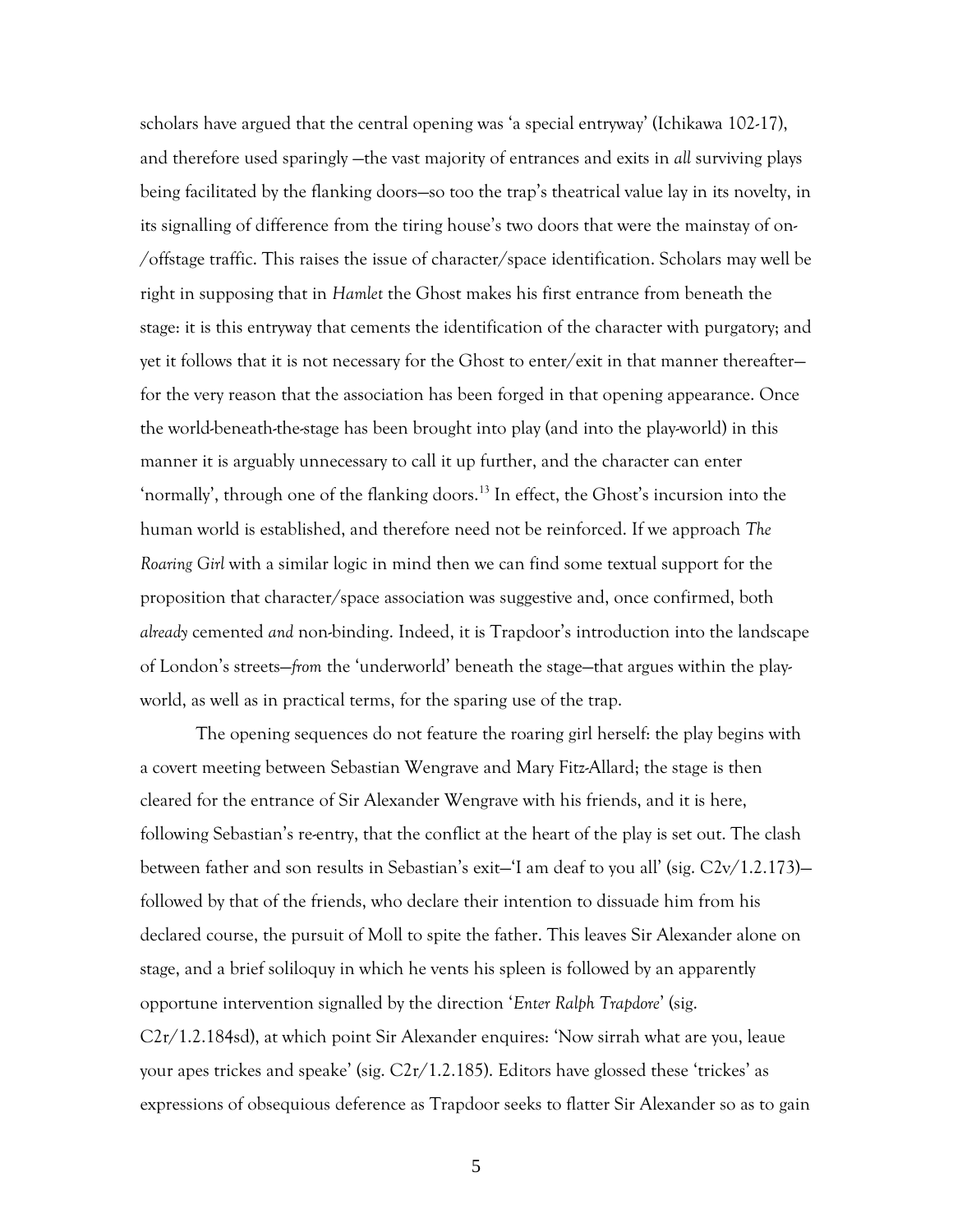scholars have argued that the central opening was 'a special entryway' (Ichikawa 102-17), and therefore used sparingly —the vast majority of entrances and exits in *all* surviving plays being facilitated by the flanking doors—so too the trap's theatrical value lay in its novelty, in its signalling of difference from the tiring house's two doors that were the mainstay of on-/offstage traffic. This raises the issue of character/space identification. Scholars may well be right in supposing that in *Hamlet* the Ghost makes his first entrance from beneath the stage: it is this entryway that cements the identification of the character with purgatory; and yet it follows that it is not necessary for the Ghost to enter/exit in that manner thereafter—for the very reason that the association has been forged in that opening appearance. Once the world-beneath-the-stage has been brought into play (and into the play-world) in this manner it is arguably unnecessary to call it up further, and the character can enter 'normally', through one of the flanking doors.[13] In effect, the Ghost's incursion into the human world is established, and therefore need not be reinforced. If we approach *The Roaring Girl* with a similar logic in mind then we can find some textual support for the proposition that character/space association was suggestive and, once confirmed, both *already* cemented *and* non-binding. Indeed, it is Trapdoor's introduction into the landscape of London's streets—*from* the 'underworld' beneath the stage—that argues within the play-world, as well as in practical terms, for the sparing use of the trap.

The opening sequences do not feature the roaring girl herself: the play begins with a covert meeting between Sebastian Wengrave and Mary Fitz-Allard; the stage is then cleared for the entrance of Sir Alexander Wengrave with his friends, and it is here, following Sebastian's re-entry, that the conflict at the heart of the play is set out. The clash between father and son results in Sebastian's exit—'I am deaf to you all' (sig. C2v/1.2.173)—followed by that of the friends, who declare their intention to dissuade him from his declared course, the pursuit of Moll to spite the father. This leaves Sir Alexander alone on stage, and a brief soliloquy in which he vents his spleen is followed by an apparently opportune intervention signalled by the direction '*Enter Ralph Trapdore*' (sig. C2r/1.2.184sd), at which point Sir Alexander enquires: 'Now sirrah what are you, leaue your apes trickes and speake' (sig. C2r/1.2.185). Editors have glossed these 'trickes' as expressions of obsequious deference as Trapdoor seeks to flatter Sir Alexander so as to gain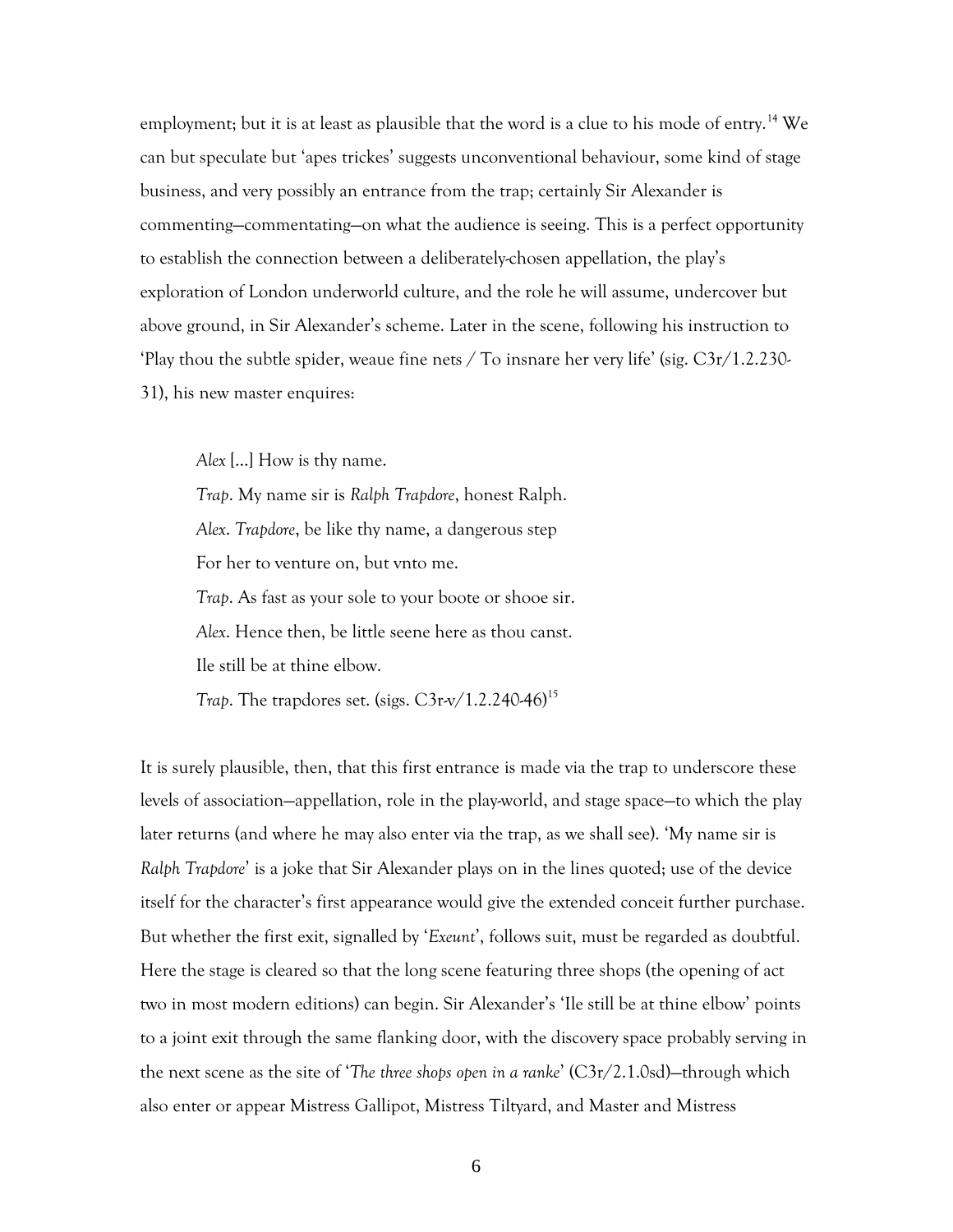employment; but it is at least as plausible that the word is a clue to his mode of entry.[14] We can but speculate but 'apes trickes' suggests unconventional behaviour, some kind of stage business, and very possibly an entrance from the trap; certainly Sir Alexander is commenting—commentating—on what the audience is seeing. This is a perfect opportunity to establish the connection between a deliberately-chosen appellation, the play's exploration of London underworld culture, and the role he will assume, undercover but above ground, in Sir Alexander's scheme. Later in the scene, following his instruction to 'Play thou the subtle spider, weaue fine nets / To insnare her very life' (sig. C3r/1.2.230-31), his new master enquires:

> *Alex* […] How is thy name.
>
> *Trap*. My name sir is *Ralph Trapdore*, honest Ralph.
>
> *Alex*. *Trapdore*, be like thy name, a dangerous step
>
> For her to venture on, but vnto me.
>
> *Trap*. As fast as your sole to your boote or shooe sir.
>
> *Alex*. Hence then, be little seene here as thou canst.
>
> Ile still be at thine elbow.
>
> *Trap*. The trapdores set. (sigs. C3r-v/1.2.240-46)[15]

It is surely plausible, then, that this first entrance is made via the trap to underscore these levels of association—appellation, role in the play-world, and stage space—to which the play later returns (and where he may also enter via the trap, as we shall see). 'My name sir is *Ralph Trapdore*' is a joke that Sir Alexander plays on in the lines quoted; use of the device itself for the character's first appearance would give the extended conceit further purchase. But whether the first exit, signalled by '*Exeunt*', follows suit, must be regarded as doubtful. Here the stage is cleared so that the long scene featuring three shops (the opening of act two in most modern editions) can begin. Sir Alexander's 'Ile still be at thine elbow' points to a joint exit through the same flanking door, with the discovery space probably serving in the next scene as the site of '*The three shops open in a ranke*' (C3r/2.1.0sd)—through which also enter or appear Mistress Gallipot, Mistress Tiltyard, and Master and Mistress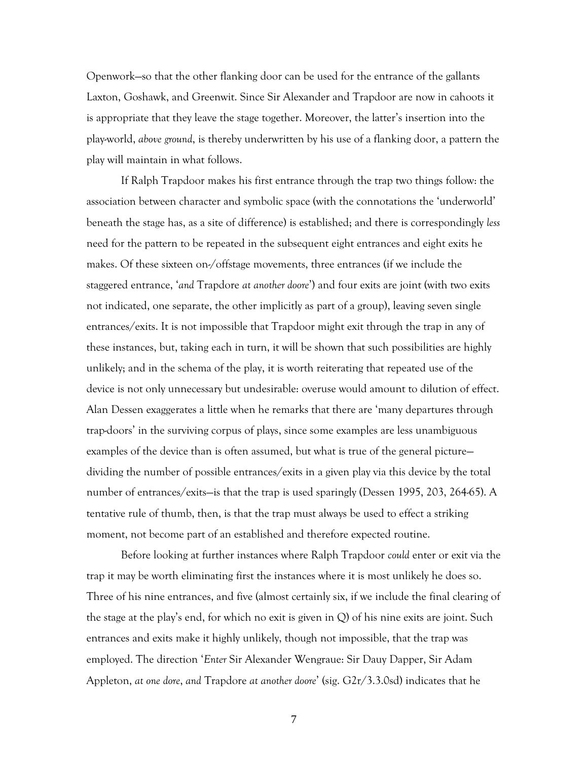Openwork—so that the other flanking door can be used for the entrance of the gallants Laxton, Goshawk, and Greenwit. Since Sir Alexander and Trapdoor are now in cahoots it is appropriate that they leave the stage together. Moreover, the latter's insertion into the play-world, *above ground*, is thereby underwritten by his use of a flanking door, a pattern the play will maintain in what follows.

If Ralph Trapdoor makes his first entrance through the trap two things follow: the association between character and symbolic space (with the connotations the 'underworld' beneath the stage has, as a site of difference) is established; and there is correspondingly *less* need for the pattern to be repeated in the subsequent eight entrances and eight exits he makes. Of these sixteen on-/offstage movements, three entrances (if we include the staggered entrance, '*and* Trapdore *at another doore*') and four exits are joint (with two exits not indicated, one separate, the other implicitly as part of a group), leaving seven single entrances/exits. It is not impossible that Trapdoor might exit through the trap in any of these instances, but, taking each in turn, it will be shown that such possibilities are highly unlikely; and in the schema of the play, it is worth reiterating that repeated use of the device is not only unnecessary but undesirable: overuse would amount to dilution of effect. Alan Dessen exaggerates a little when he remarks that there are 'many departures through trap-doors' in the surviving corpus of plays, since some examples are less unambiguous examples of the device than is often assumed, but what is true of the general picture—dividing the number of possible entrances/exits in a given play via this device by the total number of entrances/exits—is that the trap is used sparingly (Dessen 1995, 203, 264-65). A tentative rule of thumb, then, is that the trap must always be used to effect a striking moment, not become part of an established and therefore expected routine.

Before looking at further instances where Ralph Trapdoor *could* enter or exit via the trap it may be worth eliminating first the instances where it is most unlikely he does so. Three of his nine entrances, and five (almost certainly six, if we include the final clearing of the stage at the play's end, for which no exit is given in Q) of his nine exits are joint. Such entrances and exits make it highly unlikely, though not impossible, that the trap was employed. The direction '*Enter* Sir Alexander Wengraue: Sir Dauy Dapper, Sir Adam Appleton, *at one dore*, *and* Trapdore *at another doore*' (sig. G2r/3.3.0sd) indicates that he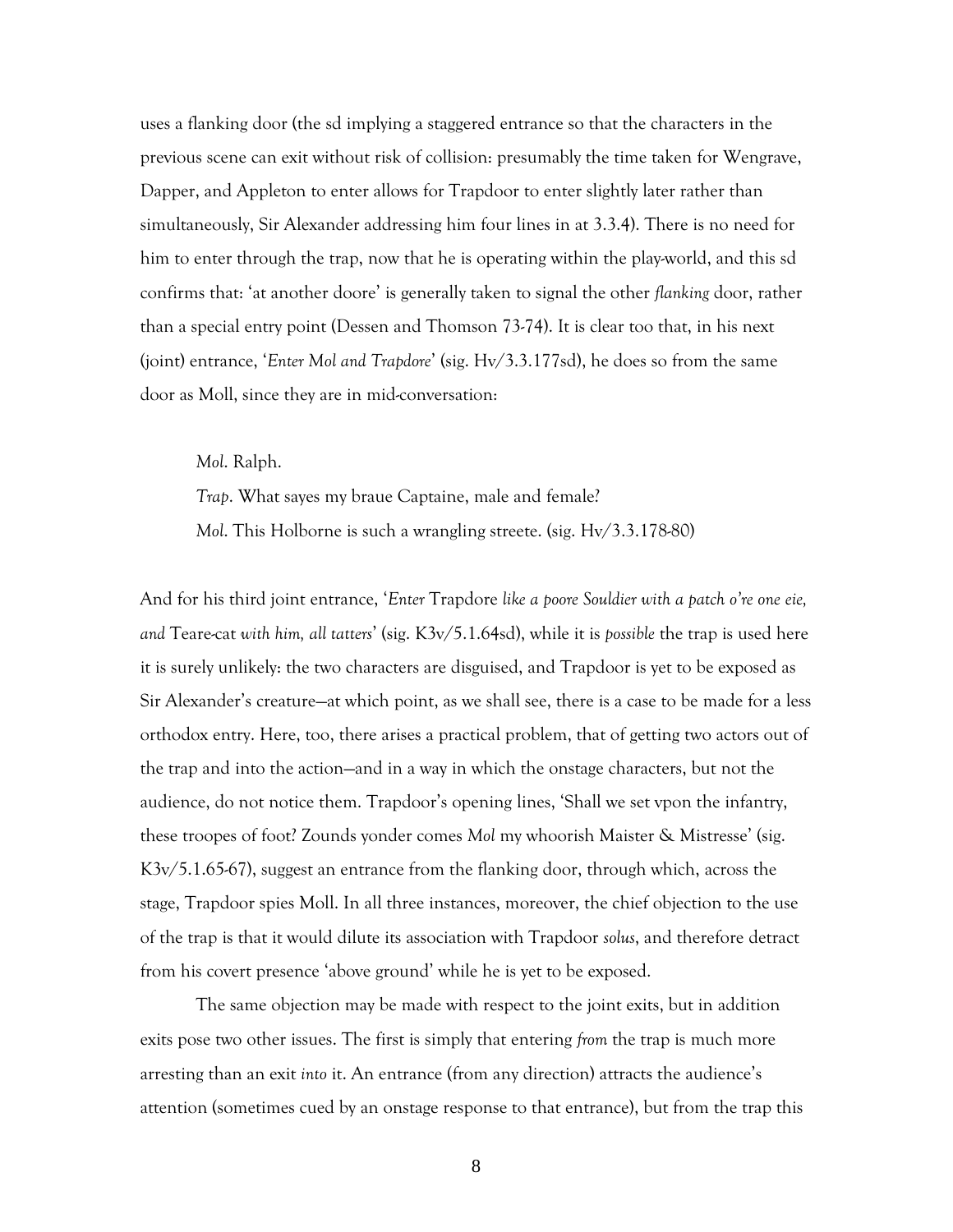uses a flanking door (the sd implying a staggered entrance so that the characters in the previous scene can exit without risk of collision: presumably the time taken for Wengrave, Dapper, and Appleton to enter allows for Trapdoor to enter slightly later rather than simultaneously, Sir Alexander addressing him four lines in at 3.3.4). There is no need for him to enter through the trap, now that he is operating within the play-world, and this sd confirms that: 'at another doore' is generally taken to signal the other *flanking* door, rather than a special entry point (Dessen and Thomson 73-74). It is clear too that, in his next (joint) entrance, '*Enter Mol and Trapdore*' (sig. Hv/3.3.177sd), he does so from the same door as Moll, since they are in mid-conversation:

> *Mol*. Ralph.
>
> *Trap*. What sayes my braue Captaine, male and female?
>
> *Mol*. This Holborne is such a wrangling streete. (sig. Hv/3.3.178-80)

And for his third joint entrance, '*Enter* Trapdore *like a poore Souldier with a patch o're one eie, and* Teare-cat *with him, all tatters*' (sig. K3v/5.1.64sd), while it is *possible* the trap is used here it is surely unlikely: the two characters are disguised, and Trapdoor is yet to be exposed as Sir Alexander's creature—at which point, as we shall see, there is a case to be made for a less orthodox entry. Here, too, there arises a practical problem, that of getting two actors out of the trap and into the action—and in a way in which the onstage characters, but not the audience, do not notice them. Trapdoor's opening lines, 'Shall we set vpon the infantry, these troopes of foot? Zounds yonder comes *Mol* my whoorish Maister & Mistresse' (sig. K3v/5.1.65-67), suggest an entrance from the flanking door, through which, across the stage, Trapdoor spies Moll. In all three instances, moreover, the chief objection to the use of the trap is that it would dilute its association with Trapdoor *solus*, and therefore detract from his covert presence 'above ground' while he is yet to be exposed.

The same objection may be made with respect to the joint exits, but in addition exits pose two other issues. The first is simply that entering *from* the trap is much more arresting than an exit *into* it. An entrance (from any direction) attracts the audience's attention (sometimes cued by an onstage response to that entrance), but from the trap this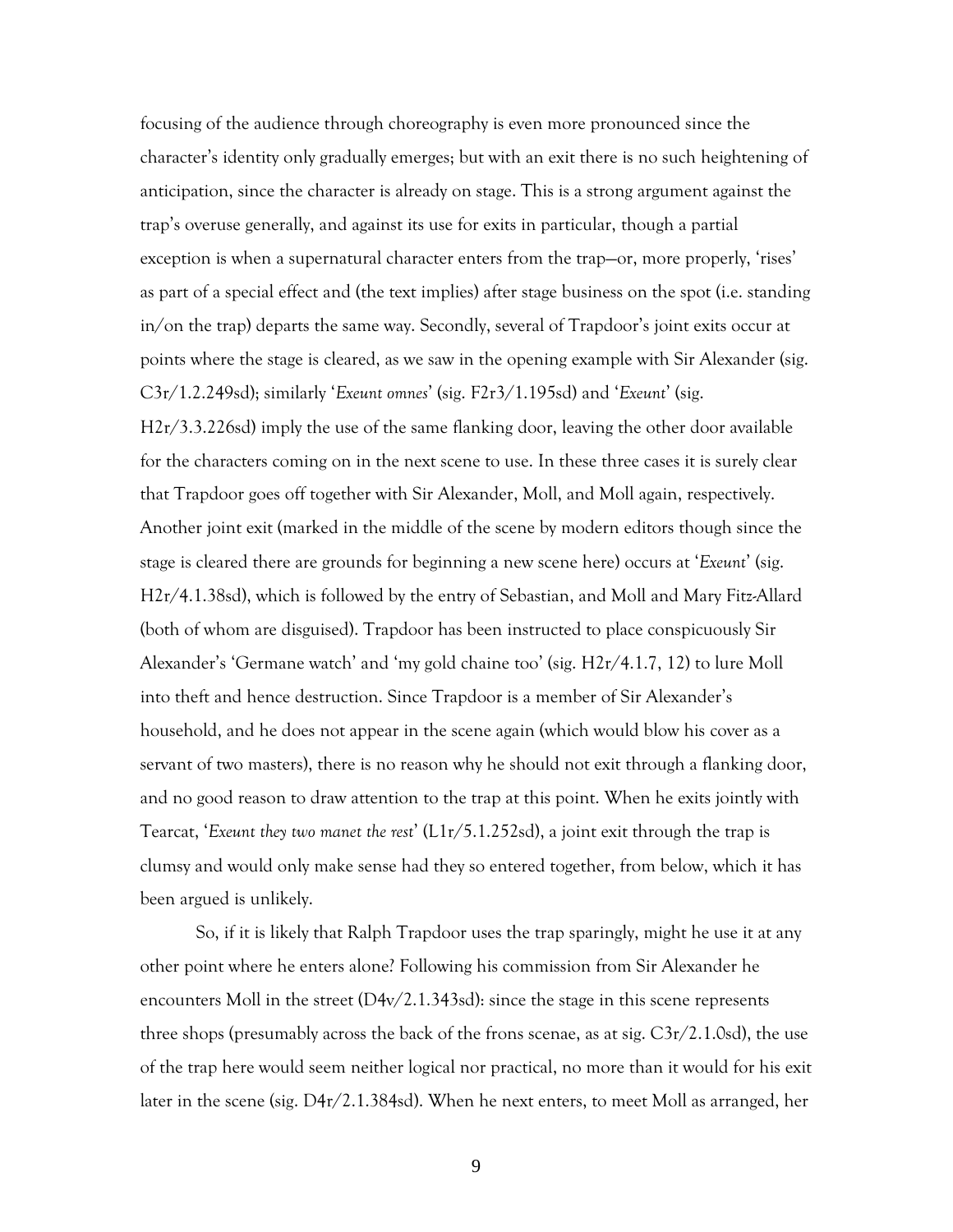focusing of the audience through choreography is even more pronounced since the character's identity only gradually emerges; but with an exit there is no such heightening of anticipation, since the character is already on stage. This is a strong argument against the trap's overuse generally, and against its use for exits in particular, though a partial exception is when a supernatural character enters from the trap—or, more properly, 'rises' as part of a special effect and (the text implies) after stage business on the spot (i.e. standing in/on the trap) departs the same way. Secondly, several of Trapdoor's joint exits occur at points where the stage is cleared, as we saw in the opening example with Sir Alexander (sig. C3r/1.2.249sd); similarly '*Exeunt omnes*' (sig. F2r3/1.195sd) and '*Exeunt*' (sig. H2r/3.3.226sd) imply the use of the same flanking door, leaving the other door available for the characters coming on in the next scene to use. In these three cases it is surely clear that Trapdoor goes off together with Sir Alexander, Moll, and Moll again, respectively. Another joint exit (marked in the middle of the scene by modern editors though since the stage is cleared there are grounds for beginning a new scene here) occurs at '*Exeunt*' (sig. H2r/4.1.38sd), which is followed by the entry of Sebastian, and Moll and Mary Fitz-Allard (both of whom are disguised). Trapdoor has been instructed to place conspicuously Sir Alexander's 'Germane watch' and 'my gold chaine too' (sig. H2r/4.1.7, 12) to lure Moll into theft and hence destruction. Since Trapdoor is a member of Sir Alexander's household, and he does not appear in the scene again (which would blow his cover as a servant of two masters), there is no reason why he should not exit through a flanking door, and no good reason to draw attention to the trap at this point. When he exits jointly with Tearcat, '*Exeunt they two manet the rest*' (L1r/5.1.252sd), a joint exit through the trap is clumsy and would only make sense had they so entered together, from below, which it has been argued is unlikely.

So, if it is likely that Ralph Trapdoor uses the trap sparingly, might he use it at any other point where he enters alone? Following his commission from Sir Alexander he encounters Moll in the street (D4v/2.1.343sd): since the stage in this scene represents three shops (presumably across the back of the frons scenae, as at sig. C3r/2.1.0sd), the use of the trap here would seem neither logical nor practical, no more than it would for his exit later in the scene (sig. D4r/2.1.384sd). When he next enters, to meet Moll as arranged, her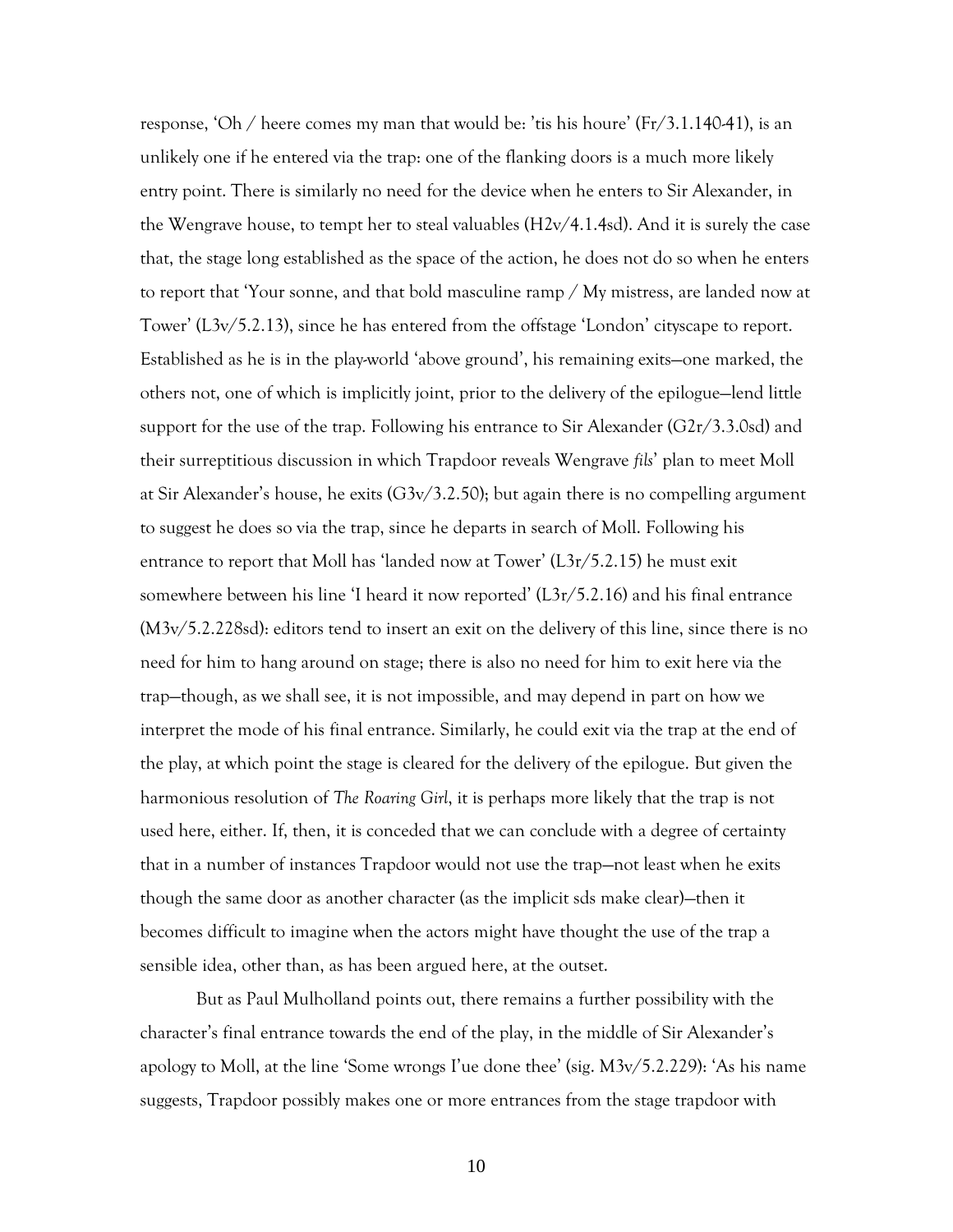response, 'Oh / heere comes my man that would be: 'tis his houre' (Fr/3.1.140-41), is an unlikely one if he entered via the trap: one of the flanking doors is a much more likely entry point. There is similarly no need for the device when he enters to Sir Alexander, in the Wengrave house, to tempt her to steal valuables (H2v/4.1.4sd). And it is surely the case that, the stage long established as the space of the action, he does not do so when he enters to report that 'Your sonne, and that bold masculine ramp / My mistress, are landed now at Tower' (L3v/5.2.13), since he has entered from the offstage 'London' cityscape to report. Established as he is in the play-world 'above ground', his remaining exits—one marked, the others not, one of which is implicitly joint, prior to the delivery of the epilogue—lend little support for the use of the trap. Following his entrance to Sir Alexander (G2r/3.3.0sd) and their surreptitious discussion in which Trapdoor reveals Wengrave *fils*' plan to meet Moll at Sir Alexander's house, he exits (G3v/3.2.50); but again there is no compelling argument to suggest he does so via the trap, since he departs in search of Moll. Following his entrance to report that Moll has 'landed now at Tower' (L3r/5.2.15) he must exit somewhere between his line 'I heard it now reported' (L3r/5.2.16) and his final entrance (M3v/5.2.228sd): editors tend to insert an exit on the delivery of this line, since there is no need for him to hang around on stage; there is also no need for him to exit here via the trap—though, as we shall see, it is not impossible, and may depend in part on how we interpret the mode of his final entrance. Similarly, he could exit via the trap at the end of the play, at which point the stage is cleared for the delivery of the epilogue. But given the harmonious resolution of *The Roaring Girl*, it is perhaps more likely that the trap is not used here, either. If, then, it is conceded that we can conclude with a degree of certainty that in a number of instances Trapdoor would not use the trap—not least when he exits though the same door as another character (as the implicit sds make clear)—then it becomes difficult to imagine when the actors might have thought the use of the trap a sensible idea, other than, as has been argued here, at the outset.

But as Paul Mulholland points out, there remains a further possibility with the character's final entrance towards the end of the play, in the middle of Sir Alexander's apology to Moll, at the line 'Some wrongs I'ue done thee' (sig. M3v/5.2.229): 'As his name suggests, Trapdoor possibly makes one or more entrances from the stage trapdoor with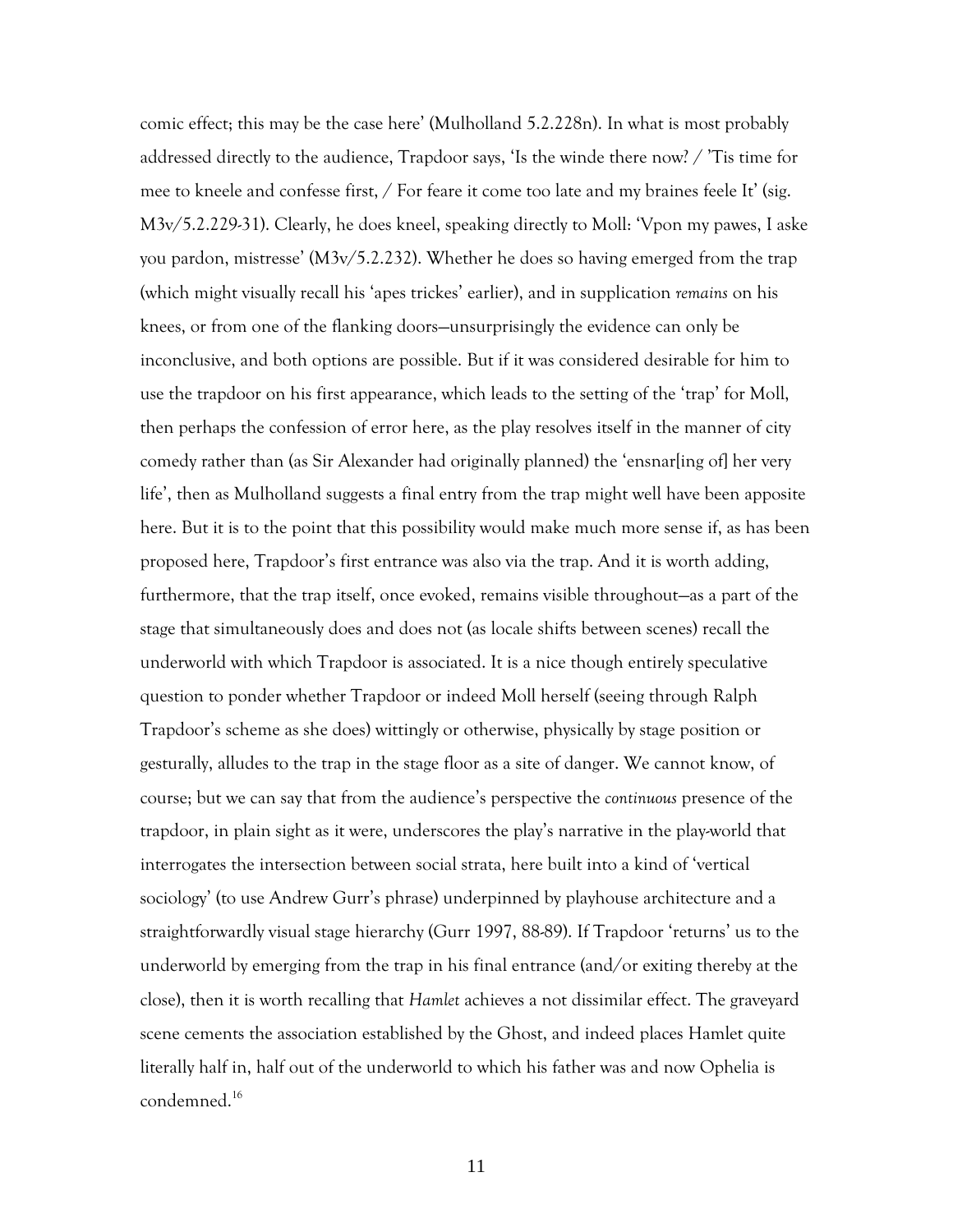comic effect; this may be the case here' (Mulholland 5.2.228n). In what is most probably addressed directly to the audience, Trapdoor says, 'Is the winde there now? / 'Tis time for mee to kneele and confesse first, / For feare it come too late and my braines feele It' (sig. M3v/5.2.229-31). Clearly, he does kneel, speaking directly to Moll: 'Vpon my pawes, I aske you pardon, mistresse' (M3v/5.2.232). Whether he does so having emerged from the trap (which might visually recall his 'apes trickes' earlier), and in supplication *remains* on his knees, or from one of the flanking doors—unsurprisingly the evidence can only be inconclusive, and both options are possible. But if it was considered desirable for him to use the trapdoor on his first appearance, which leads to the setting of the 'trap' for Moll, then perhaps the confession of error here, as the play resolves itself in the manner of city comedy rather than (as Sir Alexander had originally planned) the 'ensnar[ing of] her very life', then as Mulholland suggests a final entry from the trap might well have been apposite here. But it is to the point that this possibility would make much more sense if, as has been proposed here, Trapdoor's first entrance was also via the trap. And it is worth adding, furthermore, that the trap itself, once evoked, remains visible throughout—as a part of the stage that simultaneously does and does not (as locale shifts between scenes) recall the underworld with which Trapdoor is associated. It is a nice though entirely speculative question to ponder whether Trapdoor or indeed Moll herself (seeing through Ralph Trapdoor's scheme as she does) wittingly or otherwise, physically by stage position or gesturally, alludes to the trap in the stage floor as a site of danger. We cannot know, of course; but we can say that from the audience's perspective the *continuous* presence of the trapdoor, in plain sight as it were, underscores the play's narrative in the play-world that interrogates the intersection between social strata, here built into a kind of 'vertical sociology' (to use Andrew Gurr's phrase) underpinned by playhouse architecture and a straightforwardly visual stage hierarchy (Gurr 1997, 88-89). If Trapdoor 'returns' us to the underworld by emerging from the trap in his final entrance (and/or exiting thereby at the close), then it is worth recalling that *Hamlet* achieves a not dissimilar effect. The graveyard scene cements the association established by the Ghost, and indeed places Hamlet quite literally half in, half out of the underworld to which his father was and now Ophelia is condemned.[16]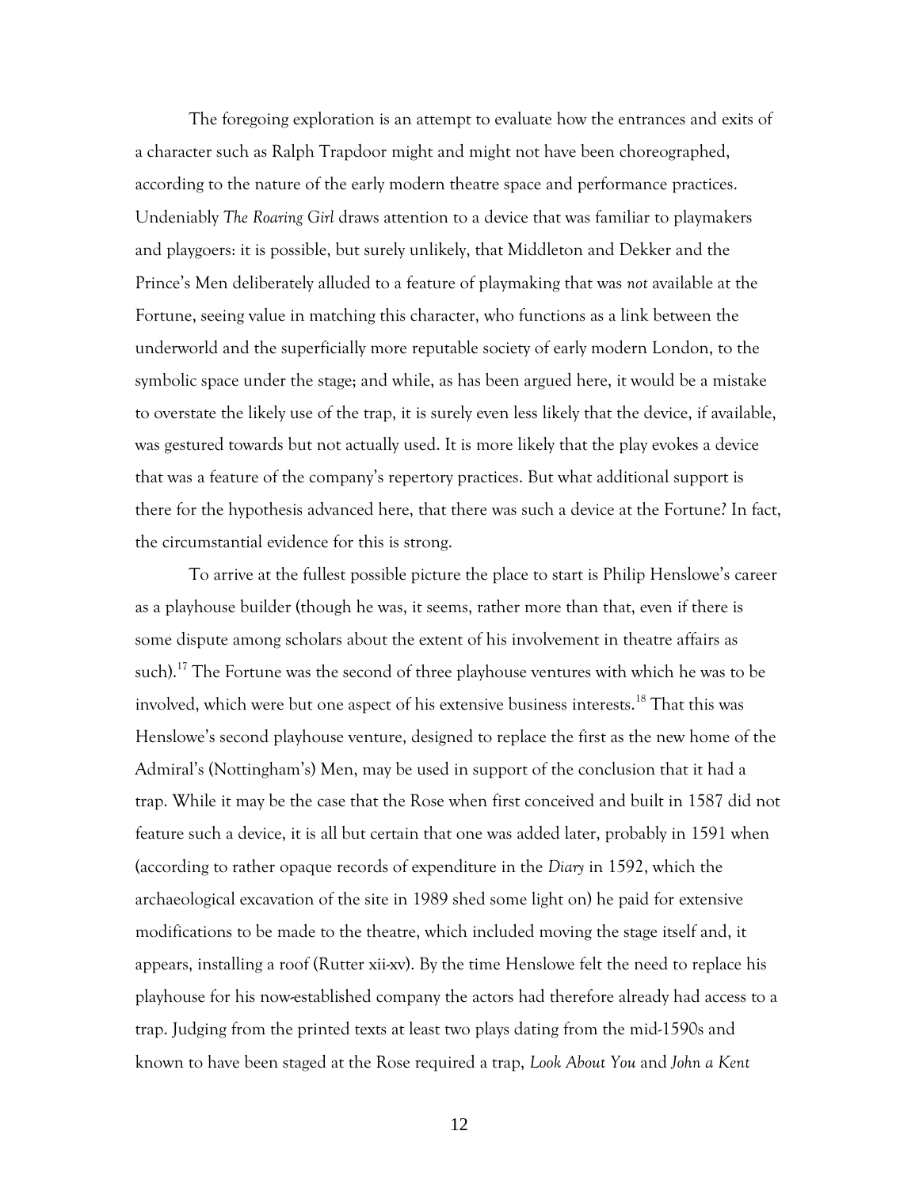The foregoing exploration is an attempt to evaluate how the entrances and exits of a character such as Ralph Trapdoor might and might not have been choreographed, according to the nature of the early modern theatre space and performance practices. Undeniably *The Roaring Girl* draws attention to a device that was familiar to playmakers and playgoers: it is possible, but surely unlikely, that Middleton and Dekker and the Prince's Men deliberately alluded to a feature of playmaking that was *not* available at the Fortune, seeing value in matching this character, who functions as a link between the underworld and the superficially more reputable society of early modern London, to the symbolic space under the stage; and while, as has been argued here, it would be a mistake to overstate the likely use of the trap, it is surely even less likely that the device, if available, was gestured towards but not actually used. It is more likely that the play evokes a device that was a feature of the company's repertory practices. But what additional support is there for the hypothesis advanced here, that there was such a device at the Fortune? In fact, the circumstantial evidence for this is strong.

To arrive at the fullest possible picture the place to start is Philip Henslowe's career as a playhouse builder (though he was, it seems, rather more than that, even if there is some dispute among scholars about the extent of his involvement in theatre affairs as such).[17] The Fortune was the second of three playhouse ventures with which he was to be involved, which were but one aspect of his extensive business interests.[18] That this was Henslowe's second playhouse venture, designed to replace the first as the new home of the Admiral's (Nottingham's) Men, may be used in support of the conclusion that it had a trap. While it may be the case that the Rose when first conceived and built in 1587 did not feature such a device, it is all but certain that one was added later, probably in 1591 when (according to rather opaque records of expenditure in the *Diary* in 1592, which the archaeological excavation of the site in 1989 shed some light on) he paid for extensive modifications to be made to the theatre, which included moving the stage itself and, it appears, installing a roof (Rutter xii-xv). By the time Henslowe felt the need to replace his playhouse for his now-established company the actors had therefore already had access to a trap. Judging from the printed texts at least two plays dating from the mid-1590s and known to have been staged at the Rose required a trap, *Look About You* and *John a Kent*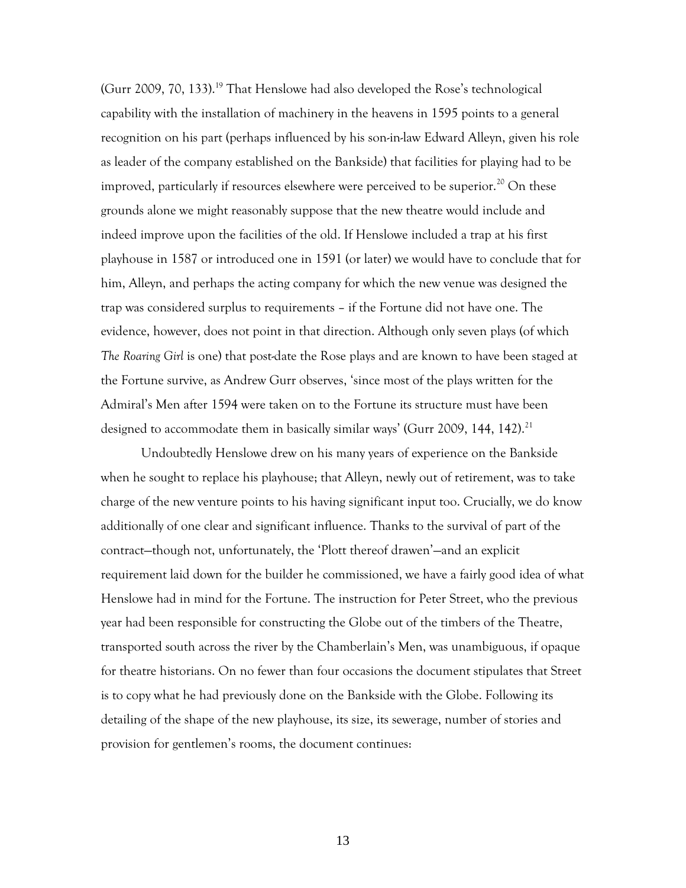(Gurr 2009, 70, 133).[19] That Henslowe had also developed the Rose's technological capability with the installation of machinery in the heavens in 1595 points to a general recognition on his part (perhaps influenced by his son-in-law Edward Alleyn, given his role as leader of the company established on the Bankside) that facilities for playing had to be improved, particularly if resources elsewhere were perceived to be superior.[20] On these grounds alone we might reasonably suppose that the new theatre would include and indeed improve upon the facilities of the old. If Henslowe included a trap at his first playhouse in 1587 or introduced one in 1591 (or later) we would have to conclude that for him, Alleyn, and perhaps the acting company for which the new venue was designed the trap was considered surplus to requirements – if the Fortune did not have one. The evidence, however, does not point in that direction. Although only seven plays (of which *The Roaring Girl* is one) that post-date the Rose plays and are known to have been staged at the Fortune survive, as Andrew Gurr observes, 'since most of the plays written for the Admiral's Men after 1594 were taken on to the Fortune its structure must have been designed to accommodate them in basically similar ways' (Gurr 2009, 144, 142).[21]

Undoubtedly Henslowe drew on his many years of experience on the Bankside when he sought to replace his playhouse; that Alleyn, newly out of retirement, was to take charge of the new venture points to his having significant input too. Crucially, we do know additionally of one clear and significant influence. Thanks to the survival of part of the contract—though not, unfortunately, the 'Plott thereof drawen'—and an explicit requirement laid down for the builder he commissioned, we have a fairly good idea of what Henslowe had in mind for the Fortune. The instruction for Peter Street, who the previous year had been responsible for constructing the Globe out of the timbers of the Theatre, transported south across the river by the Chamberlain's Men, was unambiguous, if opaque for theatre historians. On no fewer than four occasions the document stipulates that Street is to copy what he had previously done on the Bankside with the Globe. Following its detailing of the shape of the new playhouse, its size, its sewerage, number of stories and provision for gentlemen's rooms, the document continues: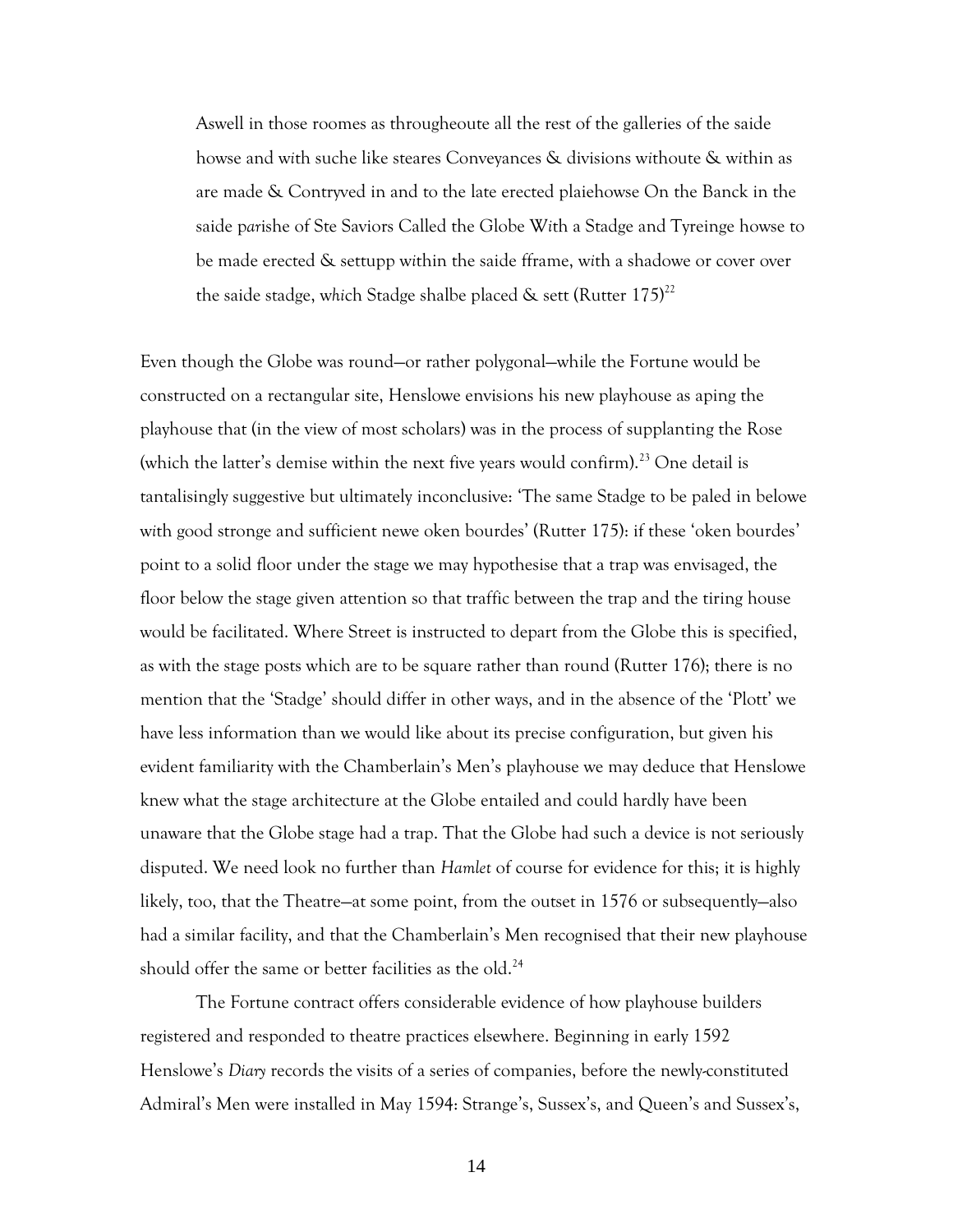> Aswell in those roomes as througheoute all the rest of the galleries of the saide howse and with suche like steares Conveyances & divisions withoute & within as are made & Contryved in and to the late erected plaiehowse On the Banck in the saide parishe of Ste Saviors Called the Globe With a Stadge and Tyreinge howse to be made erected & settupp within the saide fframe, with a shadowe or cover over the saide stadge, which Stadge shalbe placed & sett (Rutter 175)[22]

Even though the Globe was round—or rather polygonal—while the Fortune would be constructed on a rectangular site, Henslowe envisions his new playhouse as aping the playhouse that (in the view of most scholars) was in the process of supplanting the Rose (which the latter's demise within the next five years would confirm).[23] One detail is tantalisingly suggestive but ultimately inconclusive: 'The same Stadge to be paled in belowe with good stronge and sufficient newe oken bourdes' (Rutter 175): if these 'oken bourdes' point to a solid floor under the stage we may hypothesise that a trap was envisaged, the floor below the stage given attention so that traffic between the trap and the tiring house would be facilitated. Where Street is instructed to depart from the Globe this is specified, as with the stage posts which are to be square rather than round (Rutter 176); there is no mention that the 'Stadge' should differ in other ways, and in the absence of the 'Plott' we have less information than we would like about its precise configuration, but given his evident familiarity with the Chamberlain's Men's playhouse we may deduce that Henslowe knew what the stage architecture at the Globe entailed and could hardly have been unaware that the Globe stage had a trap. That the Globe had such a device is not seriously disputed. We need look no further than *Hamlet* of course for evidence for this; it is highly likely, too, that the Theatre—at some point, from the outset in 1576 or subsequently—also had a similar facility, and that the Chamberlain's Men recognised that their new playhouse should offer the same or better facilities as the old.[24]

The Fortune contract offers considerable evidence of how playhouse builders registered and responded to theatre practices elsewhere. Beginning in early 1592 Henslowe's *Diary* records the visits of a series of companies, before the newly-constituted Admiral's Men were installed in May 1594: Strange's, Sussex's, and Queen's and Sussex's,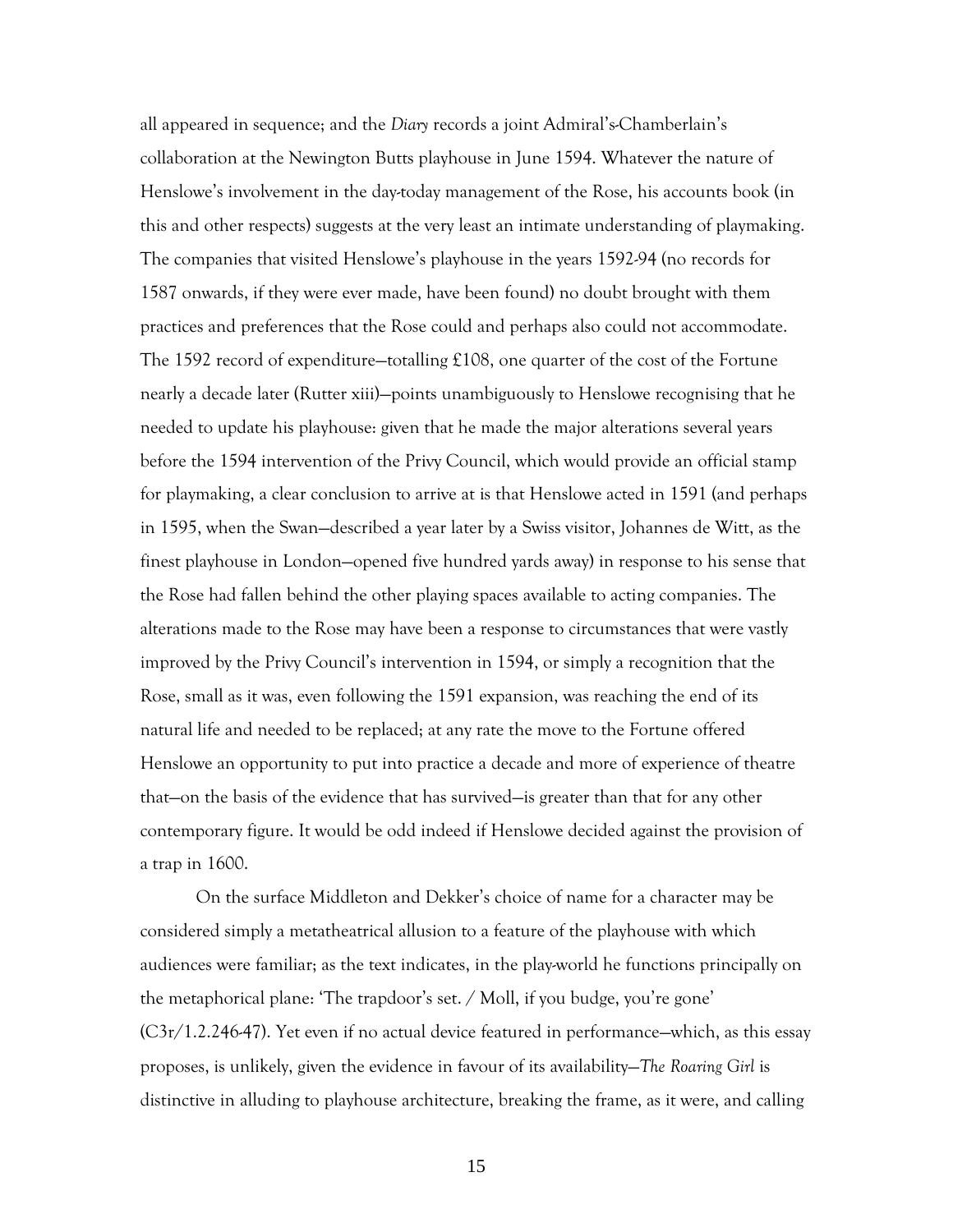all appeared in sequence; and the *Diary* records a joint Admiral's-Chamberlain's collaboration at the Newington Butts playhouse in June 1594. Whatever the nature of Henslowe's involvement in the day-today management of the Rose, his accounts book (in this and other respects) suggests at the very least an intimate understanding of playmaking. The companies that visited Henslowe's playhouse in the years 1592-94 (no records for 1587 onwards, if they were ever made, have been found) no doubt brought with them practices and preferences that the Rose could and perhaps also could not accommodate. The 1592 record of expenditure—totalling £108, one quarter of the cost of the Fortune nearly a decade later (Rutter xiii)—points unambiguously to Henslowe recognising that he needed to update his playhouse: given that he made the major alterations several years before the 1594 intervention of the Privy Council, which would provide an official stamp for playmaking, a clear conclusion to arrive at is that Henslowe acted in 1591 (and perhaps in 1595, when the Swan—described a year later by a Swiss visitor, Johannes de Witt, as the finest playhouse in London—opened five hundred yards away) in response to his sense that the Rose had fallen behind the other playing spaces available to acting companies. The alterations made to the Rose may have been a response to circumstances that were vastly improved by the Privy Council's intervention in 1594, or simply a recognition that the Rose, small as it was, even following the 1591 expansion, was reaching the end of its natural life and needed to be replaced; at any rate the move to the Fortune offered Henslowe an opportunity to put into practice a decade and more of experience of theatre that—on the basis of the evidence that has survived—is greater than that for any other contemporary figure. It would be odd indeed if Henslowe decided against the provision of a trap in 1600.

On the surface Middleton and Dekker's choice of name for a character may be considered simply a metatheatrical allusion to a feature of the playhouse with which audiences were familiar; as the text indicates, in the play-world he functions principally on the metaphorical plane: 'The trapdoor's set. / Moll, if you budge, you're gone' (C3r/1.2.246-47). Yet even if no actual device featured in performance—which, as this essay proposes, is unlikely, given the evidence in favour of its availability—*The Roaring Girl* is distinctive in alluding to playhouse architecture, breaking the frame, as it were, and calling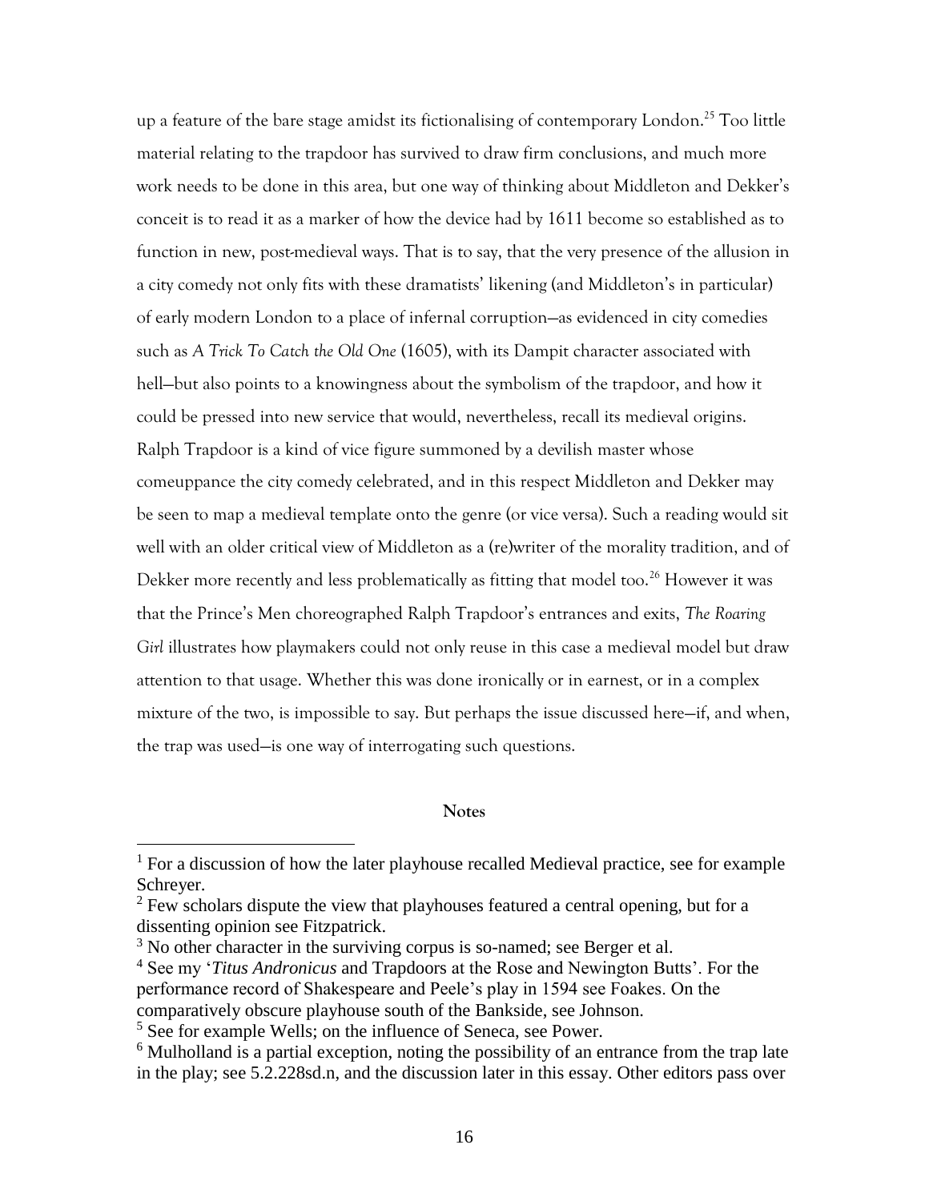up a feature of the bare stage amidst its fictionalising of contemporary London.[25] Too little material relating to the trapdoor has survived to draw firm conclusions, and much more work needs to be done in this area, but one way of thinking about Middleton and Dekker's conceit is to read it as a marker of how the device had by 1611 become so established as to function in new, post-medieval ways. That is to say, that the very presence of the allusion in a city comedy not only fits with these dramatists' likening (and Middleton's in particular) of early modern London to a place of infernal corruption—as evidenced in city comedies such as *A Trick To Catch the Old One* (1605), with its Dampit character associated with hell—but also points to a knowingness about the symbolism of the trapdoor, and how it could be pressed into new service that would, nevertheless, recall its medieval origins. Ralph Trapdoor is a kind of vice figure summoned by a devilish master whose comeuppance the city comedy celebrated, and in this respect Middleton and Dekker may be seen to map a medieval template onto the genre (or vice versa). Such a reading would sit well with an older critical view of Middleton as a (re)writer of the morality tradition, and of Dekker more recently and less problematically as fitting that model too.[26] However it was that the Prince's Men choreographed Ralph Trapdoor's entrances and exits, *The Roaring Girl* illustrates how playmakers could not only reuse in this case a medieval model but draw attention to that usage. Whether this was done ironically or in earnest, or in a complex mixture of the two, is impossible to say. But perhaps the issue discussed here—if, and when, the trap was used—is one way of interrogating such questions.

## Notes

[1] For a discussion of how the later playhouse recalled Medieval practice, see for example Schreyer.

[2] Few scholars dispute the view that playhouses featured a central opening, but for a dissenting opinion see Fitzpatrick.

[3] No other character in the surviving corpus is so-named; see Berger et al.

[4] See my '*Titus Andronicus* and Trapdoors at the Rose and Newington Butts'. For the performance record of Shakespeare and Peele's play in 1594 see Foakes. On the comparatively obscure playhouse south of the Bankside, see Johnson.

[5] See for example Wells; on the influence of Seneca, see Power.

[6] Mulholland is a partial exception, noting the possibility of an entrance from the trap late in the play; see 5.2.228sd.n, and the discussion later in this essay. Other editors pass over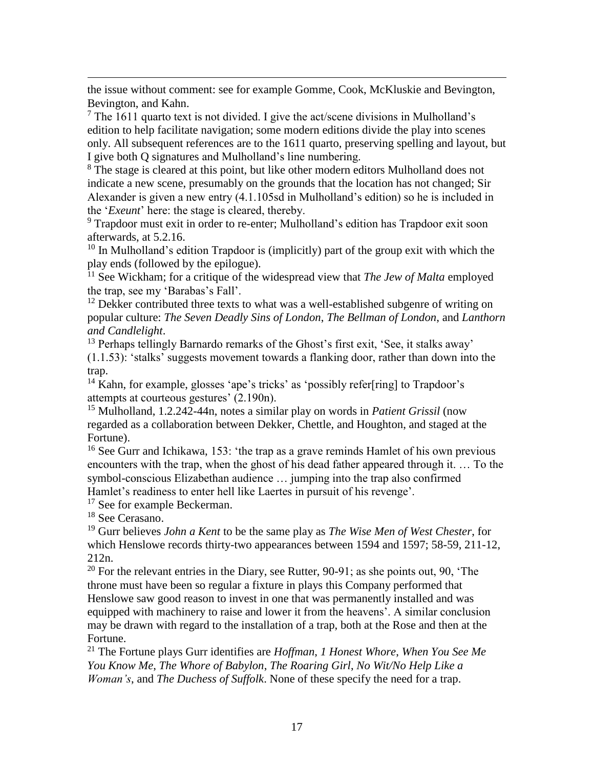the issue without comment: see for example Gomme, Cook, McKluskie and Bevington, Bevington, and Kahn.

[7] The 1611 quarto text is not divided. I give the act/scene divisions in Mulholland's edition to help facilitate navigation; some modern editions divide the play into scenes only. All subsequent references are to the 1611 quarto, preserving spelling and layout, but I give both Q signatures and Mulholland's line numbering.

[8] The stage is cleared at this point, but like other modern editors Mulholland does not indicate a new scene, presumably on the grounds that the location has not changed; Sir Alexander is given a new entry (4.1.105sd in Mulholland's edition) so he is included in the '*Exeunt*' here: the stage is cleared, thereby.

[9] Trapdoor must exit in order to re-enter; Mulholland's edition has Trapdoor exit soon afterwards, at 5.2.16.

[10] In Mulholland's edition Trapdoor is (implicitly) part of the group exit with which the play ends (followed by the epilogue).

[11] See Wickham; for a critique of the widespread view that *The Jew of Malta* employed the trap, see my 'Barabas's Fall'.

[12] Dekker contributed three texts to what was a well-established subgenre of writing on popular culture: *The Seven Deadly Sins of London*, *The Bellman of London*, and *Lanthorn and Candlelight*.

[13] Perhaps tellingly Barnardo remarks of the Ghost's first exit, 'See, it stalks away' (1.1.53): 'stalks' suggests movement towards a flanking door, rather than down into the trap.

[14] Kahn, for example, glosses 'ape's tricks' as 'possibly refer[ring] to Trapdoor's attempts at courteous gestures' (2.190n).

[15] Mulholland, 1.2.242-44n, notes a similar play on words in *Patient Grissil* (now regarded as a collaboration between Dekker, Chettle, and Houghton, and staged at the Fortune).

[16] See Gurr and Ichikawa, 153: 'the trap as a grave reminds Hamlet of his own previous encounters with the trap, when the ghost of his dead father appeared through it. … To the symbol-conscious Elizabethan audience … jumping into the trap also confirmed Hamlet's readiness to enter hell like Laertes in pursuit of his revenge'.

[17] See for example Beckerman.

[18] See Cerasano.

[19] Gurr believes *John a Kent* to be the same play as *The Wise Men of West Chester*, for which Henslowe records thirty-two appearances between 1594 and 1597; 58-59, 211-12, 212n.

[20] For the relevant entries in the Diary, see Rutter, 90-91; as she points out, 90, 'The throne must have been so regular a fixture in plays this Company performed that Henslowe saw good reason to invest in one that was permanently installed and was equipped with machinery to raise and lower it from the heavens'. A similar conclusion may be drawn with regard to the installation of a trap, both at the Rose and then at the Fortune.

[21] The Fortune plays Gurr identifies are *Hoffman*, *1 Honest Whore*, *When You See Me You Know Me*, *The Whore of Babylon*, *The Roaring Girl*, *No Wit/No Help Like a Woman's*, and *The Duchess of Suffolk*. None of these specify the need for a trap.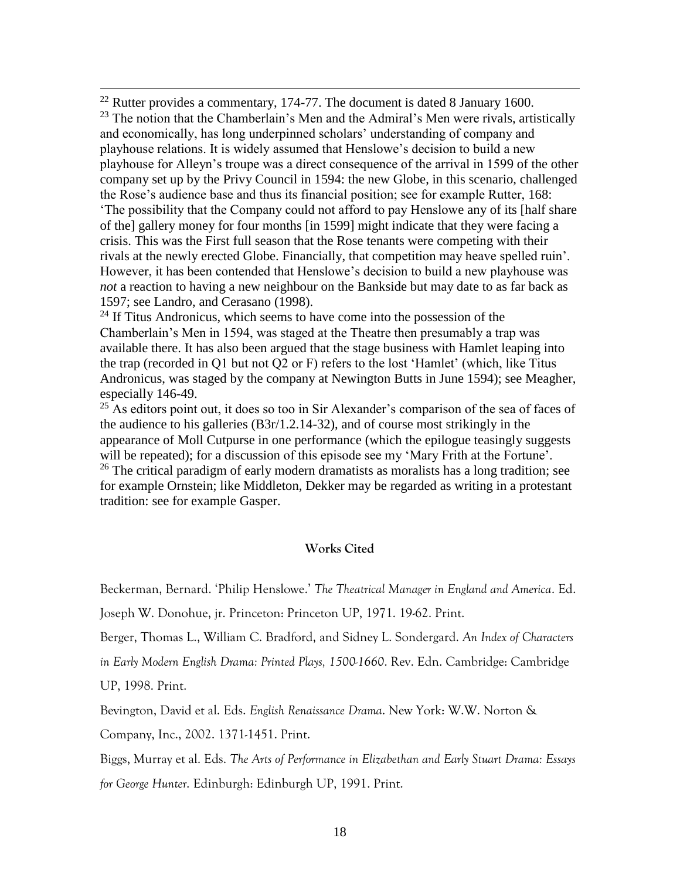[22] Rutter provides a commentary, 174-77. The document is dated 8 January 1600.

[23] The notion that the Chamberlain's Men and the Admiral's Men were rivals, artistically and economically, has long underpinned scholars' understanding of company and playhouse relations. It is widely assumed that Henslowe's decision to build a new playhouse for Alleyn's troupe was a direct consequence of the arrival in 1599 of the other company set up by the Privy Council in 1594: the new Globe, in this scenario, challenged the Rose's audience base and thus its financial position; see for example Rutter, 168: 'The possibility that the Company could not afford to pay Henslowe any of its [half share of the] gallery money for four months [in 1599] might indicate that they were facing a crisis. This was the First full season that the Rose tenants were competing with their rivals at the newly erected Globe. Financially, that competition may heave spelled ruin'. However, it has been contended that Henslowe's decision to build a new playhouse was *not* a reaction to having a new neighbour on the Bankside but may date to as far back as 1597; see Landro, and Cerasano (1998).

[24] If Titus Andronicus, which seems to have come into the possession of the Chamberlain's Men in 1594, was staged at the Theatre then presumably a trap was available there. It has also been argued that the stage business with Hamlet leaping into the trap (recorded in Q1 but not Q2 or F) refers to the lost 'Hamlet' (which, like Titus Andronicus, was staged by the company at Newington Butts in June 1594); see Meagher, especially 146-49.

[25] As editors point out, it does so too in Sir Alexander's comparison of the sea of faces of the audience to his galleries (B3r/1.2.14-32), and of course most strikingly in the appearance of Moll Cutpurse in one performance (which the epilogue teasingly suggests will be repeated); for a discussion of this episode see my 'Mary Frith at the Fortune'.

[26] The critical paradigm of early modern dramatists as moralists has a long tradition; see for example Ornstein; like Middleton, Dekker may be regarded as writing in a protestant tradition: see for example Gasper.

## Works Cited

Beckerman, Bernard. 'Philip Henslowe.' *The Theatrical Manager in England and America*. Ed. Joseph W. Donohue, jr. Princeton: Princeton UP, 1971. 19-62. Print.

Berger, Thomas L., William C. Bradford, and Sidney L. Sondergard. *An Index of Characters in Early Modern English Drama: Printed Plays, 1500-1660*. Rev. Edn. Cambridge: Cambridge UP, 1998. Print.

Bevington, David et al. Eds. *English Renaissance Drama*. New York: W.W. Norton & Company, Inc., 2002. 1371-1451. Print.

Biggs, Murray et al. Eds. *The Arts of Performance in Elizabethan and Early Stuart Drama: Essays for George Hunter*. Edinburgh: Edinburgh UP, 1991. Print.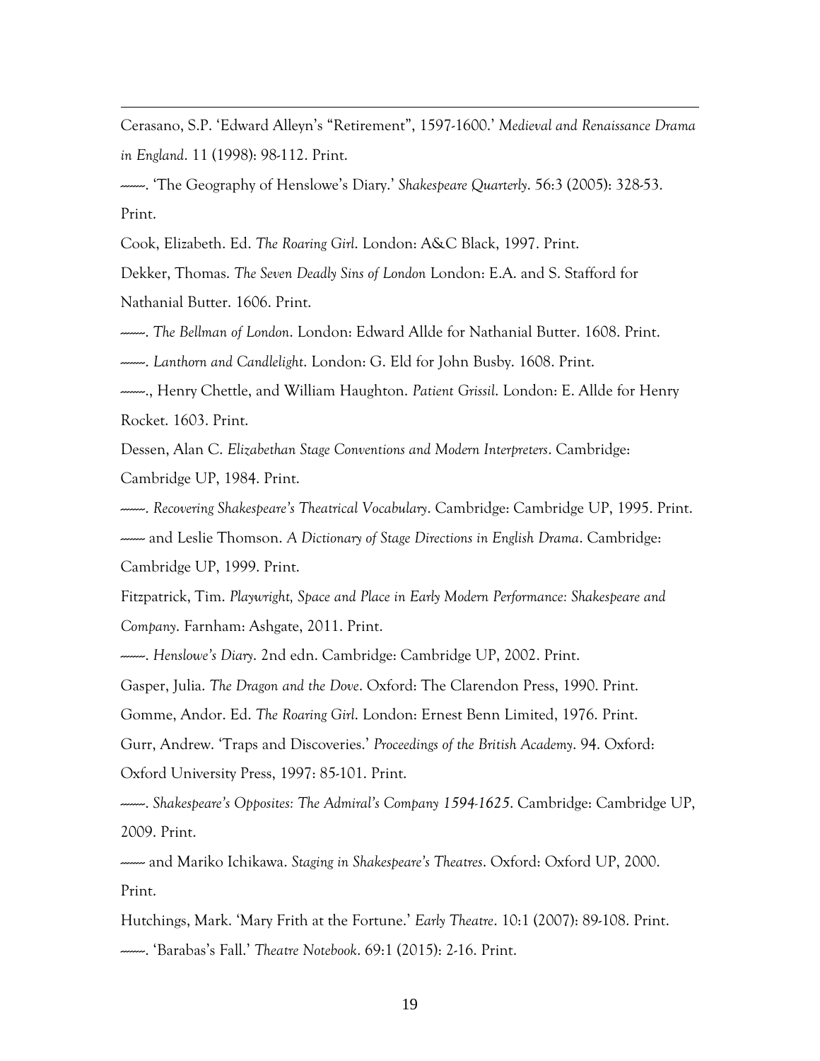Cerasano, S.P. 'Edward Alleyn's "Retirement", 1597-1600.' *Medieval and Renaissance Drama in England*. 11 (1998): 98-112. Print.

------. 'The Geography of Henslowe's Diary.' *Shakespeare Quarterly*. 56:3 (2005): 328-53. Print.

Cook, Elizabeth. Ed. *The Roaring Girl*. London: A&C Black, 1997. Print.

Dekker, Thomas. *The Seven Deadly Sins of London* London: E.A. and S. Stafford for Nathanial Butter. 1606. Print.

------. *The Bellman of London*. London: Edward Allde for Nathanial Butter. 1608. Print.

------. *Lanthorn and Candlelight*. London: G. Eld for John Busby. 1608. Print.

------., Henry Chettle, and William Haughton. *Patient Grissil*. London: E. Allde for Henry Rocket. 1603. Print.

Dessen, Alan C. *Elizabethan Stage Conventions and Modern Interpreters*. Cambridge: Cambridge UP, 1984. Print.

------. *Recovering Shakespeare's Theatrical Vocabulary*. Cambridge: Cambridge UP, 1995. Print.

------ and Leslie Thomson. *A Dictionary of Stage Directions in English Drama*. Cambridge: Cambridge UP, 1999. Print.

Fitzpatrick, Tim. *Playwright, Space and Place in Early Modern Performance: Shakespeare and Company*. Farnham: Ashgate, 2011. Print.

------. *Henslowe's Diary*. 2nd edn. Cambridge: Cambridge UP, 2002. Print.

Gasper, Julia. *The Dragon and the Dove*. Oxford: The Clarendon Press, 1990. Print.

Gomme, Andor. Ed. *The Roaring Girl*. London: Ernest Benn Limited, 1976. Print.

Gurr, Andrew. 'Traps and Discoveries.' *Proceedings of the British Academy*. 94. Oxford: Oxford University Press, 1997: 85-101. Print.

------. *Shakespeare's Opposites: The Admiral's Company 1594-1625*. Cambridge: Cambridge UP, 2009. Print.

------ and Mariko Ichikawa. *Staging in Shakespeare's Theatres*. Oxford: Oxford UP, 2000. Print.

Hutchings, Mark. 'Mary Frith at the Fortune.' *Early Theatre*. 10:1 (2007): 89-108. Print.

------. 'Barabas's Fall.' *Theatre Notebook*. 69:1 (2015): 2-16. Print.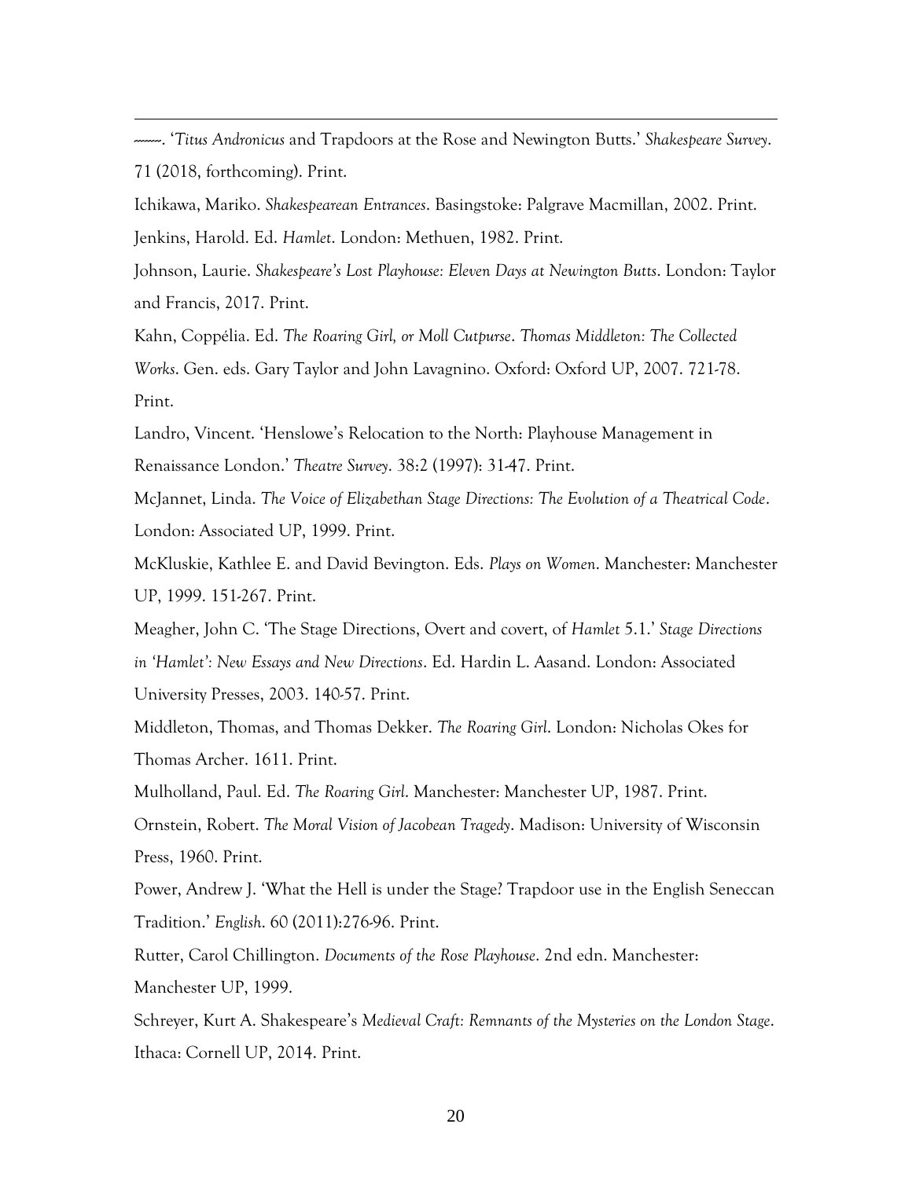------. '*Titus Andronicus* and Trapdoors at the Rose and Newington Butts.' *Shakespeare Survey*. 71 (2018, forthcoming). Print.

Ichikawa, Mariko. *Shakespearean Entrances*. Basingstoke: Palgrave Macmillan, 2002. Print.

Jenkins, Harold. Ed. *Hamlet*. London: Methuen, 1982. Print.

Johnson, Laurie. *Shakespeare's Lost Playhouse: Eleven Days at Newington Butts*. London: Taylor and Francis, 2017. Print.

Kahn, Coppélia. Ed. *The Roaring Girl, or Moll Cutpurse*. *Thomas Middleton: The Collected Works*. Gen. eds. Gary Taylor and John Lavagnino. Oxford: Oxford UP, 2007. 721-78. Print.

Landro, Vincent. 'Henslowe's Relocation to the North: Playhouse Management in Renaissance London.' *Theatre Survey*. 38:2 (1997): 31-47. Print.

McJannet, Linda. *The Voice of Elizabethan Stage Directions: The Evolution of a Theatrical Code*. London: Associated UP, 1999. Print.

McKluskie, Kathlee E. and David Bevington. Eds. *Plays on Women*. Manchester: Manchester UP, 1999. 151-267. Print.

Meagher, John C. 'The Stage Directions, Overt and covert, of *Hamlet* 5.1.' *Stage Directions in 'Hamlet': New Essays and New Directions*. Ed. Hardin L. Aasand. London: Associated University Presses, 2003. 140-57. Print.

Middleton, Thomas, and Thomas Dekker. *The Roaring Girl*. London: Nicholas Okes for Thomas Archer. 1611. Print.

Mulholland, Paul. Ed. *The Roaring Girl*. Manchester: Manchester UP, 1987. Print.

Ornstein, Robert. *The Moral Vision of Jacobean Tragedy*. Madison: University of Wisconsin Press, 1960. Print.

Power, Andrew J. 'What the Hell is under the Stage? Trapdoor use in the English Seneccan Tradition.' *English*. 60 (2011):276-96. Print.

Rutter, Carol Chillington. *Documents of the Rose Playhouse*. 2nd edn. Manchester: Manchester UP, 1999.

Schreyer, Kurt A. Shakespeare's *Medieval Craft: Remnants of the Mysteries on the London Stage*. Ithaca: Cornell UP, 2014. Print.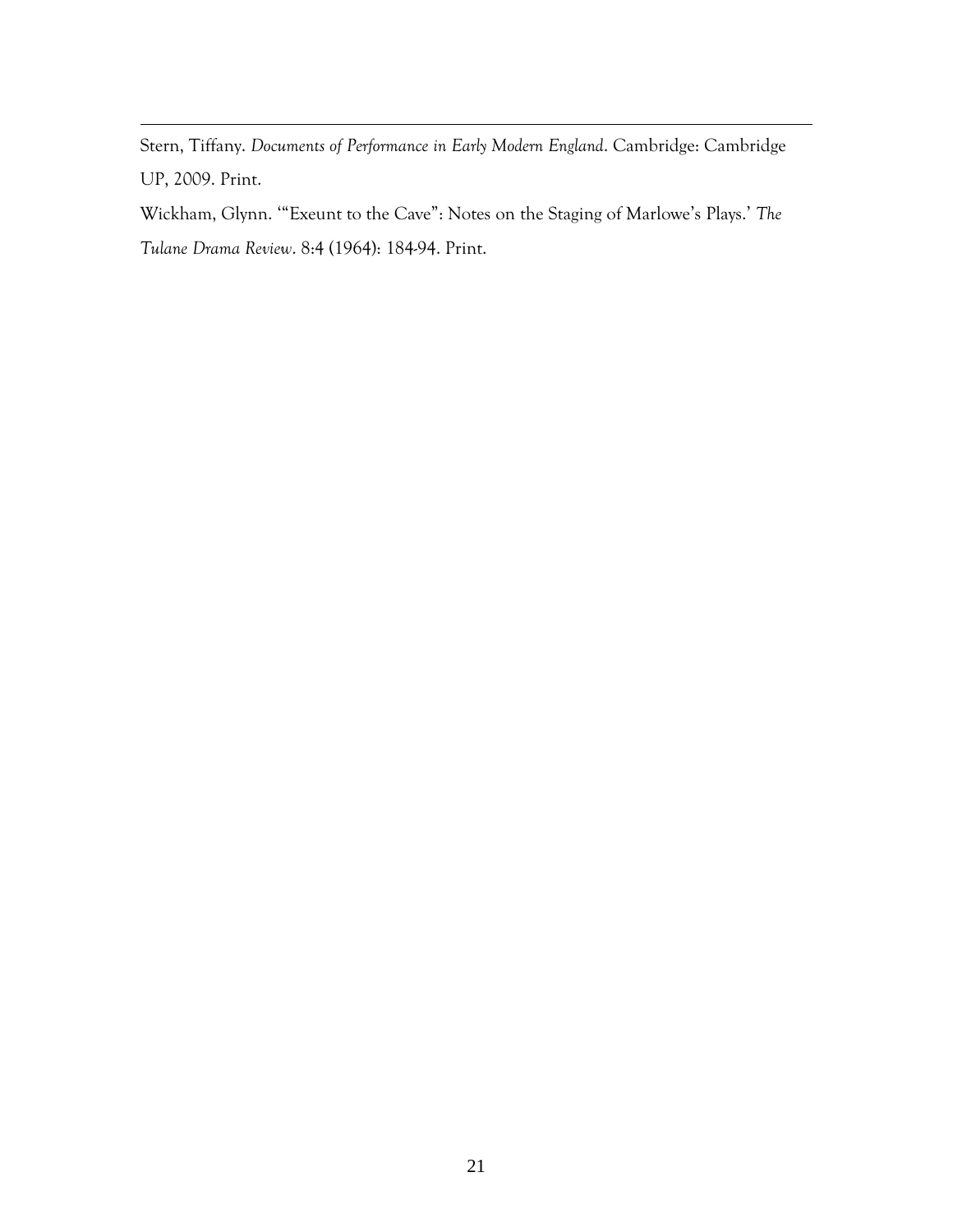Stern, Tiffany. *Documents of Performance in Early Modern England*. Cambridge: Cambridge UP, 2009. Print.

Wickham, Glynn. '"Exeunt to the Cave": Notes on the Staging of Marlowe's Plays.' *The Tulane Drama Review*. 8:4 (1964): 184-94. Print.